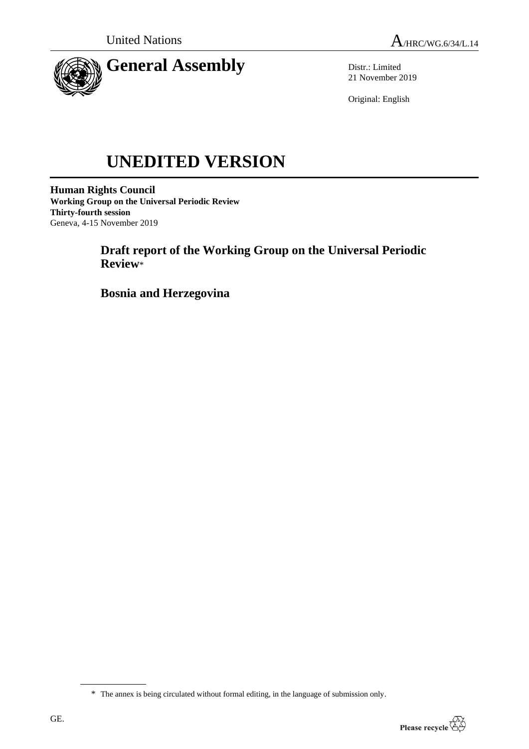United Nations

A/HRC/WG.6/34/L.14

# General Assembly

Distr.: Limited
21 November 2019

Original: English

# UNEDITED VERSION

**Human Rights Council**
**Working Group on the Universal Periodic Review**
**Thirty-fourth session**
Geneva, 4-15 November 2019

## Draft report of the Working Group on the Universal Periodic Review*

## Bosnia and Herzegovina

* The annex is being circulated without formal editing, in the language of submission only.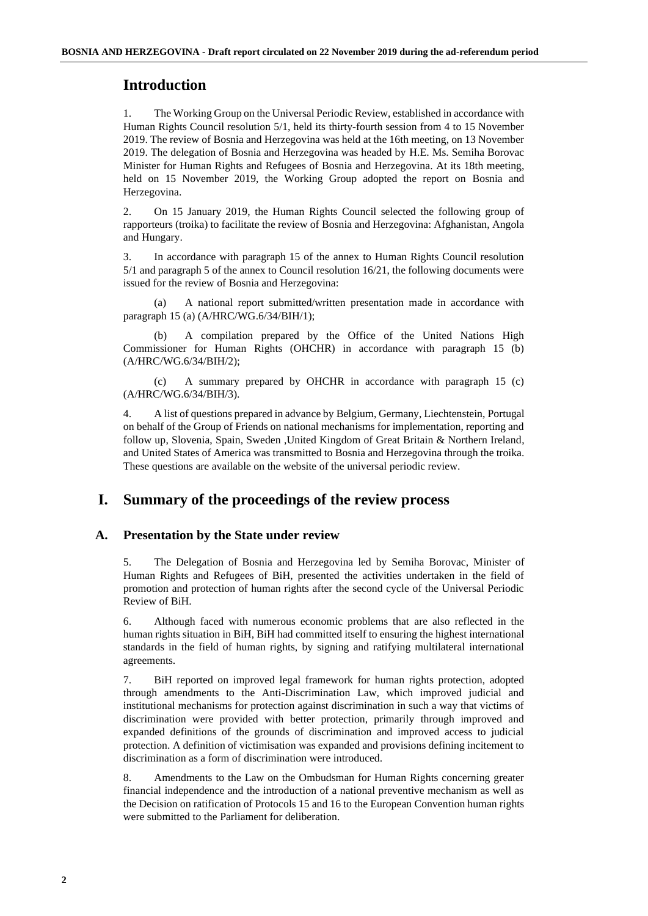## Introduction

1. The Working Group on the Universal Periodic Review, established in accordance with Human Rights Council resolution 5/1, held its thirty-fourth session from 4 to 15 November 2019. The review of Bosnia and Herzegovina was held at the 16th meeting, on 13 November 2019. The delegation of Bosnia and Herzegovina was headed by H.E. Ms. Semiha Borovac Minister for Human Rights and Refugees of Bosnia and Herzegovina. At its 18th meeting, held on 15 November 2019, the Working Group adopted the report on Bosnia and Herzegovina.

2. On 15 January 2019, the Human Rights Council selected the following group of rapporteurs (troika) to facilitate the review of Bosnia and Herzegovina: Afghanistan, Angola and Hungary.

3. In accordance with paragraph 15 of the annex to Human Rights Council resolution 5/1 and paragraph 5 of the annex to Council resolution 16/21, the following documents were issued for the review of Bosnia and Herzegovina:

(a) A national report submitted/written presentation made in accordance with paragraph 15 (a) (A/HRC/WG.6/34/BIH/1);

(b) A compilation prepared by the Office of the United Nations High Commissioner for Human Rights (OHCHR) in accordance with paragraph 15 (b) (A/HRC/WG.6/34/BIH/2);

(c) A summary prepared by OHCHR in accordance with paragraph 15 (c) (A/HRC/WG.6/34/BIH/3).

4. A list of questions prepared in advance by Belgium, Germany, Liechtenstein, Portugal on behalf of the Group of Friends on national mechanisms for implementation, reporting and follow up, Slovenia, Spain, Sweden ,United Kingdom of Great Britain & Northern Ireland, and United States of America was transmitted to Bosnia and Herzegovina through the troika. These questions are available on the website of the universal periodic review.

# I. Summary of the proceedings of the review process

## A. Presentation by the State under review

5. The Delegation of Bosnia and Herzegovina led by Semiha Borovac, Minister of Human Rights and Refugees of BiH, presented the activities undertaken in the field of promotion and protection of human rights after the second cycle of the Universal Periodic Review of BiH.

6. Although faced with numerous economic problems that are also reflected in the human rights situation in BiH, BiH had committed itself to ensuring the highest international standards in the field of human rights, by signing and ratifying multilateral international agreements.

7. BiH reported on improved legal framework for human rights protection, adopted through amendments to the Anti-Discrimination Law, which improved judicial and institutional mechanisms for protection against discrimination in such a way that victims of discrimination were provided with better protection, primarily through improved and expanded definitions of the grounds of discrimination and improved access to judicial protection. A definition of victimisation was expanded and provisions defining incitement to discrimination as a form of discrimination were introduced.

8. Amendments to the Law on the Ombudsman for Human Rights concerning greater financial independence and the introduction of a national preventive mechanism as well as the Decision on ratification of Protocols 15 and 16 to the European Convention human rights were submitted to the Parliament for deliberation.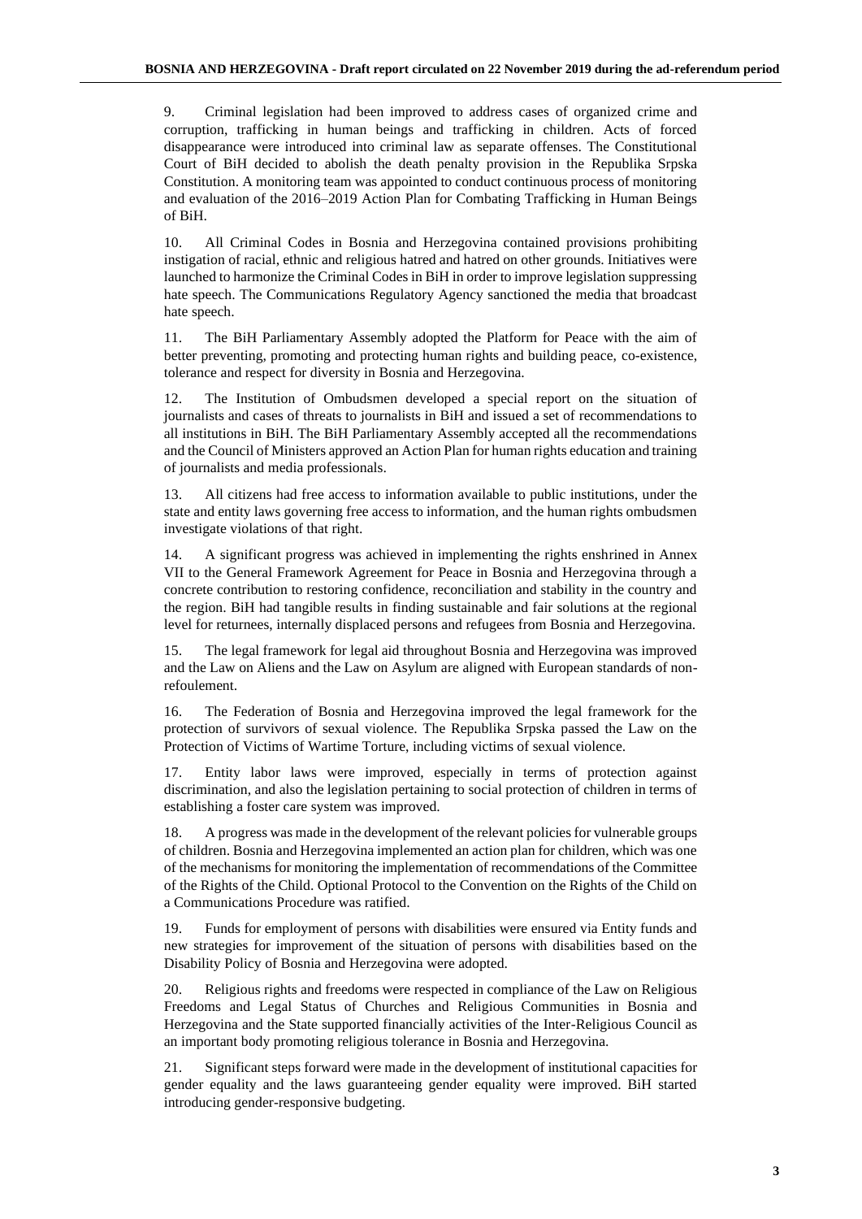9. Criminal legislation had been improved to address cases of organized crime and corruption, trafficking in human beings and trafficking in children. Acts of forced disappearance were introduced into criminal law as separate offenses. The Constitutional Court of BiH decided to abolish the death penalty provision in the Republika Srpska Constitution. A monitoring team was appointed to conduct continuous process of monitoring and evaluation of the 2016–2019 Action Plan for Combating Trafficking in Human Beings of BiH.

10. All Criminal Codes in Bosnia and Herzegovina contained provisions prohibiting instigation of racial, ethnic and religious hatred and hatred on other grounds. Initiatives were launched to harmonize the Criminal Codes in BiH in order to improve legislation suppressing hate speech. The Communications Regulatory Agency sanctioned the media that broadcast hate speech.

11. The BiH Parliamentary Assembly adopted the Platform for Peace with the aim of better preventing, promoting and protecting human rights and building peace, co-existence, tolerance and respect for diversity in Bosnia and Herzegovina.

12. The Institution of Ombudsmen developed a special report on the situation of journalists and cases of threats to journalists in BiH and issued a set of recommendations to all institutions in BiH. The BiH Parliamentary Assembly accepted all the recommendations and the Council of Ministers approved an Action Plan for human rights education and training of journalists and media professionals.

13. All citizens had free access to information available to public institutions, under the state and entity laws governing free access to information, and the human rights ombudsmen investigate violations of that right.

14. A significant progress was achieved in implementing the rights enshrined in Annex VII to the General Framework Agreement for Peace in Bosnia and Herzegovina through a concrete contribution to restoring confidence, reconciliation and stability in the country and the region. BiH had tangible results in finding sustainable and fair solutions at the regional level for returnees, internally displaced persons and refugees from Bosnia and Herzegovina.

15. The legal framework for legal aid throughout Bosnia and Herzegovina was improved and the Law on Aliens and the Law on Asylum are aligned with European standards of non-refoulement.

16. The Federation of Bosnia and Herzegovina improved the legal framework for the protection of survivors of sexual violence. The Republika Srpska passed the Law on the Protection of Victims of Wartime Torture, including victims of sexual violence.

17. Entity labor laws were improved, especially in terms of protection against discrimination, and also the legislation pertaining to social protection of children in terms of establishing a foster care system was improved.

18. A progress was made in the development of the relevant policies for vulnerable groups of children. Bosnia and Herzegovina implemented an action plan for children, which was one of the mechanisms for monitoring the implementation of recommendations of the Committee of the Rights of the Child. Optional Protocol to the Convention on the Rights of the Child on a Communications Procedure was ratified.

19. Funds for employment of persons with disabilities were ensured via Entity funds and new strategies for improvement of the situation of persons with disabilities based on the Disability Policy of Bosnia and Herzegovina were adopted.

20. Religious rights and freedoms were respected in compliance of the Law on Religious Freedoms and Legal Status of Churches and Religious Communities in Bosnia and Herzegovina and the State supported financially activities of the Inter-Religious Council as an important body promoting religious tolerance in Bosnia and Herzegovina.

21. Significant steps forward were made in the development of institutional capacities for gender equality and the laws guaranteeing gender equality were improved. BiH started introducing gender-responsive budgeting.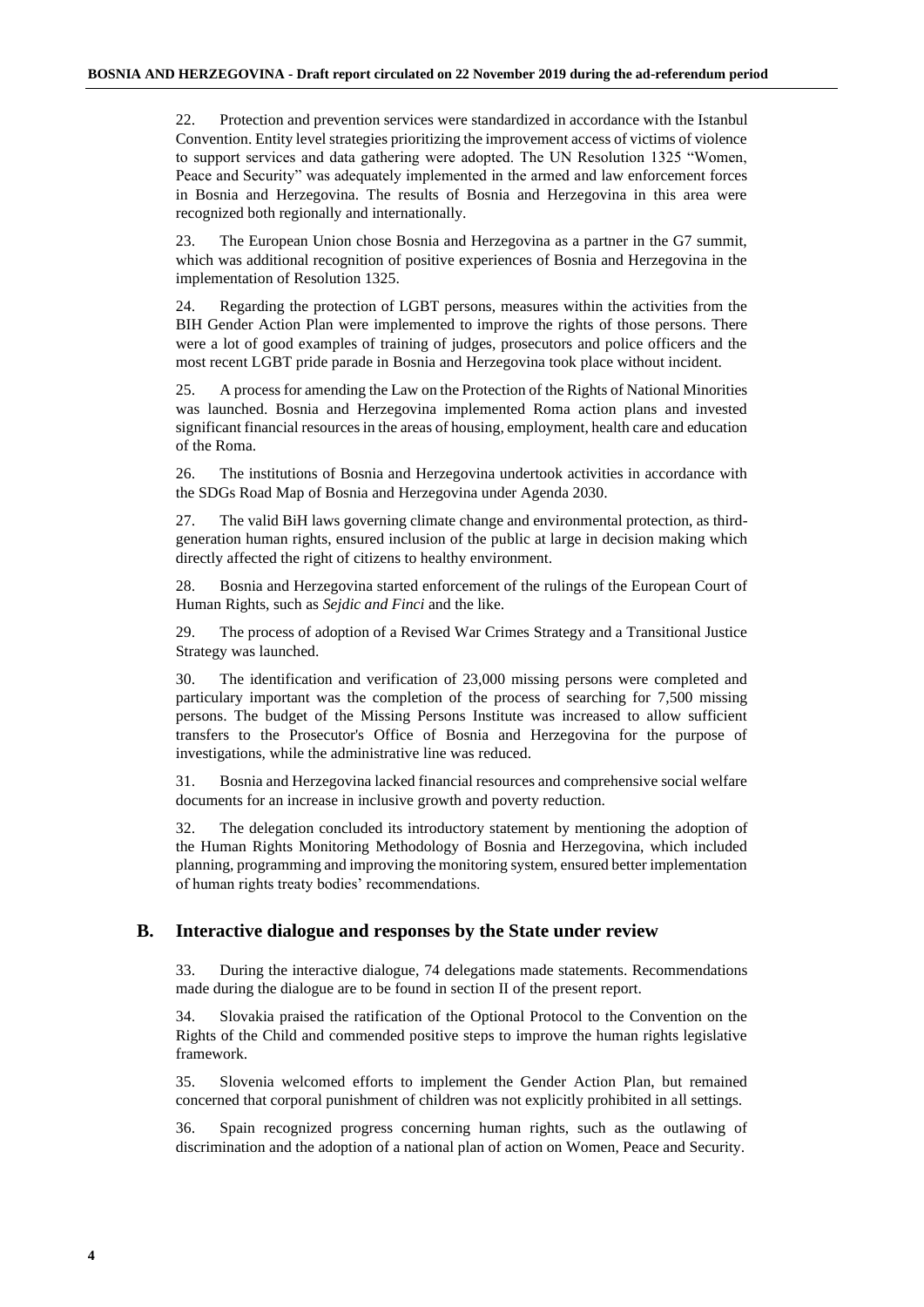22. Protection and prevention services were standardized in accordance with the Istanbul Convention. Entity level strategies prioritizing the improvement access of victims of violence to support services and data gathering were adopted. The UN Resolution 1325 "Women, Peace and Security" was adequately implemented in the armed and law enforcement forces in Bosnia and Herzegovina. The results of Bosnia and Herzegovina in this area were recognized both regionally and internationally.

23. The European Union chose Bosnia and Herzegovina as a partner in the G7 summit, which was additional recognition of positive experiences of Bosnia and Herzegovina in the implementation of Resolution 1325.

24. Regarding the protection of LGBT persons, measures within the activities from the BIH Gender Action Plan were implemented to improve the rights of those persons. There were a lot of good examples of training of judges, prosecutors and police officers and the most recent LGBT pride parade in Bosnia and Herzegovina took place without incident.

25. A process for amending the Law on the Protection of the Rights of National Minorities was launched. Bosnia and Herzegovina implemented Roma action plans and invested significant financial resources in the areas of housing, employment, health care and education of the Roma.

26. The institutions of Bosnia and Herzegovina undertook activities in accordance with the SDGs Road Map of Bosnia and Herzegovina under Agenda 2030.

27. The valid BiH laws governing climate change and environmental protection, as third-generation human rights, ensured inclusion of the public at large in decision making which directly affected the right of citizens to healthy environment.

28. Bosnia and Herzegovina started enforcement of the rulings of the European Court of Human Rights, such as *Sejdic and Finci* and the like.

29. The process of adoption of a Revised War Crimes Strategy and a Transitional Justice Strategy was launched.

30. The identification and verification of 23,000 missing persons were completed and particulary important was the completion of the process of searching for 7,500 missing persons. The budget of the Missing Persons Institute was increased to allow sufficient transfers to the Prosecutor's Office of Bosnia and Herzegovina for the purpose of investigations, while the administrative line was reduced.

31. Bosnia and Herzegovina lacked financial resources and comprehensive social welfare documents for an increase in inclusive growth and poverty reduction.

32. The delegation concluded its introductory statement by mentioning the adoption of the Human Rights Monitoring Methodology of Bosnia and Herzegovina, which included planning, programming and improving the monitoring system, ensured better implementation of human rights treaty bodies' recommendations.

## B. Interactive dialogue and responses by the State under review

33. During the interactive dialogue, 74 delegations made statements. Recommendations made during the dialogue are to be found in section II of the present report.

34. Slovakia praised the ratification of the Optional Protocol to the Convention on the Rights of the Child and commended positive steps to improve the human rights legislative framework.

35. Slovenia welcomed efforts to implement the Gender Action Plan, but remained concerned that corporal punishment of children was not explicitly prohibited in all settings.

36. Spain recognized progress concerning human rights, such as the outlawing of discrimination and the adoption of a national plan of action on Women, Peace and Security.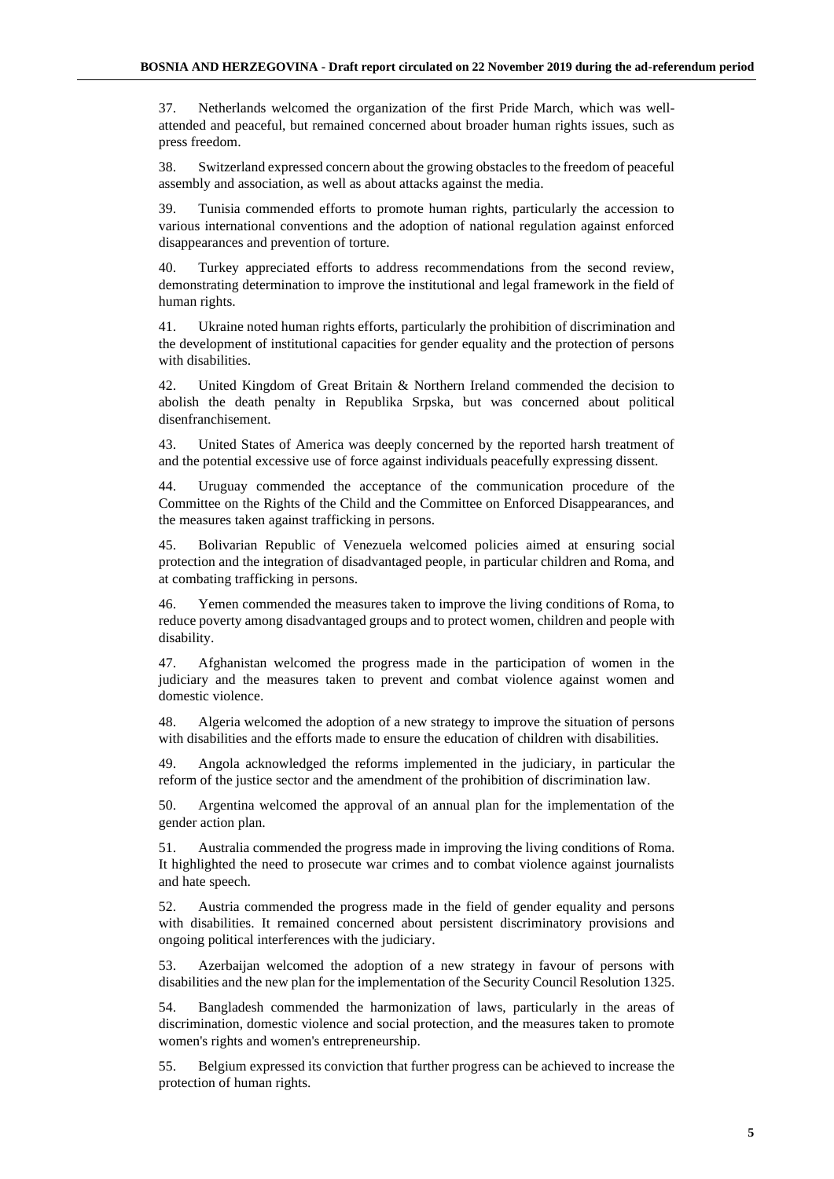37. Netherlands welcomed the organization of the first Pride March, which was well-attended and peaceful, but remained concerned about broader human rights issues, such as press freedom.

38. Switzerland expressed concern about the growing obstacles to the freedom of peaceful assembly and association, as well as about attacks against the media.

39. Tunisia commended efforts to promote human rights, particularly the accession to various international conventions and the adoption of national regulation against enforced disappearances and prevention of torture.

40. Turkey appreciated efforts to address recommendations from the second review, demonstrating determination to improve the institutional and legal framework in the field of human rights.

41. Ukraine noted human rights efforts, particularly the prohibition of discrimination and the development of institutional capacities for gender equality and the protection of persons with disabilities.

42. United Kingdom of Great Britain & Northern Ireland commended the decision to abolish the death penalty in Republika Srpska, but was concerned about political disenfranchisement.

43. United States of America was deeply concerned by the reported harsh treatment of and the potential excessive use of force against individuals peacefully expressing dissent.

44. Uruguay commended the acceptance of the communication procedure of the Committee on the Rights of the Child and the Committee on Enforced Disappearances, and the measures taken against trafficking in persons.

45. Bolivarian Republic of Venezuela welcomed policies aimed at ensuring social protection and the integration of disadvantaged people, in particular children and Roma, and at combating trafficking in persons.

46. Yemen commended the measures taken to improve the living conditions of Roma, to reduce poverty among disadvantaged groups and to protect women, children and people with disability.

47. Afghanistan welcomed the progress made in the participation of women in the judiciary and the measures taken to prevent and combat violence against women and domestic violence.

48. Algeria welcomed the adoption of a new strategy to improve the situation of persons with disabilities and the efforts made to ensure the education of children with disabilities.

49. Angola acknowledged the reforms implemented in the judiciary, in particular the reform of the justice sector and the amendment of the prohibition of discrimination law.

50. Argentina welcomed the approval of an annual plan for the implementation of the gender action plan.

51. Australia commended the progress made in improving the living conditions of Roma. It highlighted the need to prosecute war crimes and to combat violence against journalists and hate speech.

52. Austria commended the progress made in the field of gender equality and persons with disabilities. It remained concerned about persistent discriminatory provisions and ongoing political interferences with the judiciary.

53. Azerbaijan welcomed the adoption of a new strategy in favour of persons with disabilities and the new plan for the implementation of the Security Council Resolution 1325.

54. Bangladesh commended the harmonization of laws, particularly in the areas of discrimination, domestic violence and social protection, and the measures taken to promote women's rights and women's entrepreneurship.

55. Belgium expressed its conviction that further progress can be achieved to increase the protection of human rights.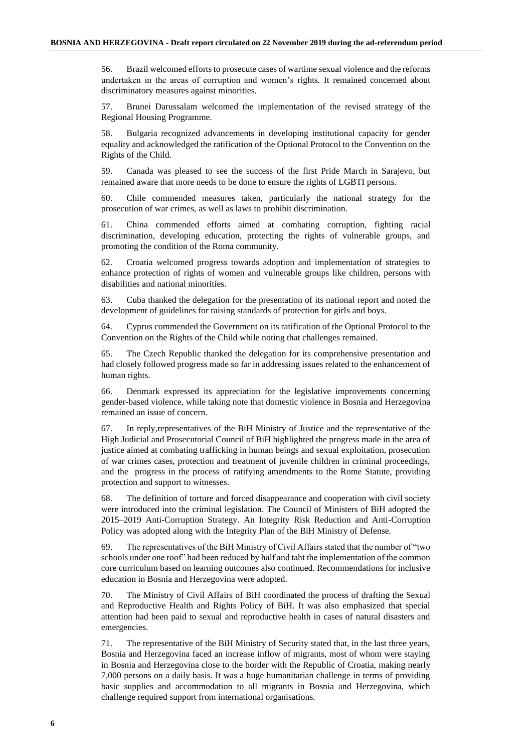56. Brazil welcomed efforts to prosecute cases of wartime sexual violence and the reforms undertaken in the areas of corruption and women's rights. It remained concerned about discriminatory measures against minorities.

57. Brunei Darussalam welcomed the implementation of the revised strategy of the Regional Housing Programme.

58. Bulgaria recognized advancements in developing institutional capacity for gender equality and acknowledged the ratification of the Optional Protocol to the Convention on the Rights of the Child.

59. Canada was pleased to see the success of the first Pride March in Sarajevo, but remained aware that more needs to be done to ensure the rights of LGBTI persons.

60. Chile commended measures taken, particularly the national strategy for the prosecution of war crimes, as well as laws to prohibit discrimination.

61. China commended efforts aimed at combating corruption, fighting racial discrimination, developing education, protecting the rights of vulnerable groups, and promoting the condition of the Roma community.

62. Croatia welcomed progress towards adoption and implementation of strategies to enhance protection of rights of women and vulnerable groups like children, persons with disabilities and national minorities.

63. Cuba thanked the delegation for the presentation of its national report and noted the development of guidelines for raising standards of protection for girls and boys.

64. Cyprus commended the Government on its ratification of the Optional Protocol to the Convention on the Rights of the Child while noting that challenges remained.

65. The Czech Republic thanked the delegation for its comprehensive presentation and had closely followed progress made so far in addressing issues related to the enhancement of human rights.

66. Denmark expressed its appreciation for the legislative improvements concerning gender-based violence, while taking note that domestic violence in Bosnia and Herzegovina remained an issue of concern.

67. In reply,representatives of the BiH Ministry of Justice and the representative of the High Judicial and Prosecutorial Council of BiH highlighted the progress made in the area of justice aimed at combating trafficking in human beings and sexual exploitation, prosecution of war crimes cases, protection and treatment of juvenile children in criminal proceedings, and the progress in the process of ratifying amendments to the Rome Statute, providing protection and support to witnesses.

68. The definition of torture and forced disappearance and cooperation with civil society were introduced into the criminal legislation. The Council of Ministers of BiH adopted the 2015–2019 Anti-Corruption Strategy. An Integrity Risk Reduction and Anti-Corruption Policy was adopted along with the Integrity Plan of the BiH Ministry of Defense.

69. The representatives of the BiH Ministry of Civil Affairs stated that the number of "two schools under one roof" had been reduced by half and taht the implementation of the common core curriculum based on learning outcomes also continued. Recommendations for inclusive education in Bosnia and Herzegovina were adopted.

70. The Ministry of Civil Affairs of BiH coordinated the process of drafting the Sexual and Reproductive Health and Rights Policy of BiH. It was also emphasized that special attention had been paid to sexual and reproductive health in cases of natural disasters and emergencies.

71. The representative of the BiH Ministry of Security stated that, in the last three years, Bosnia and Herzegovina faced an increase inflow of migrants, most of whom were staying in Bosnia and Herzegovina close to the border with the Republic of Croatia, making nearly 7,000 persons on a daily basis. It was a huge humanitarian challenge in terms of providing basic supplies and accommodation to all migrants in Bosnia and Herzegovina, which challenge required support from international organisations.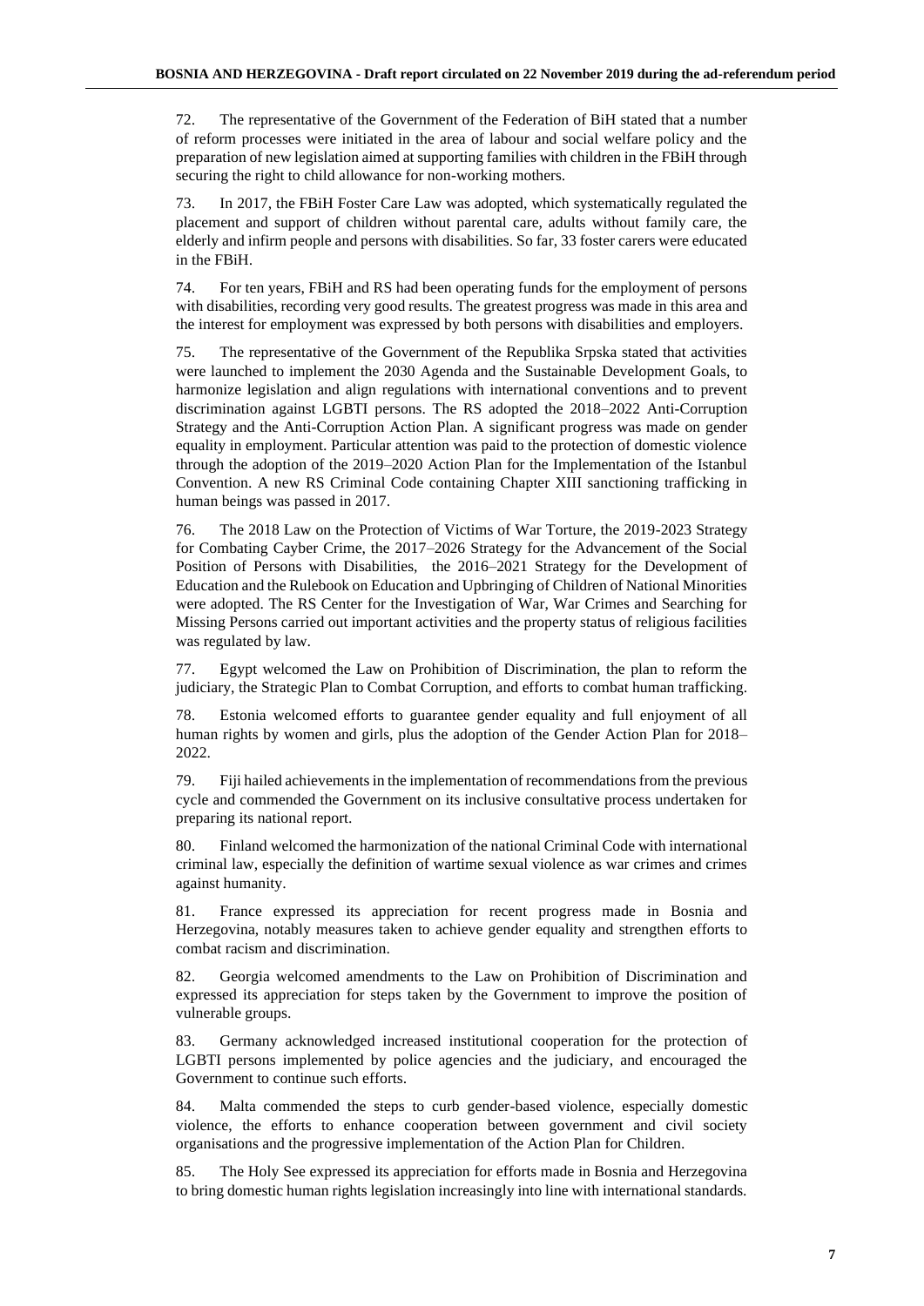72. The representative of the Government of the Federation of BiH stated that a number of reform processes were initiated in the area of labour and social welfare policy and the preparation of new legislation aimed at supporting families with children in the FBiH through securing the right to child allowance for non-working mothers.

73. In 2017, the FBiH Foster Care Law was adopted, which systematically regulated the placement and support of children without parental care, adults without family care, the elderly and infirm people and persons with disabilities. So far, 33 foster carers were educated in the FBiH.

74. For ten years, FBiH and RS had been operating funds for the employment of persons with disabilities, recording very good results. The greatest progress was made in this area and the interest for employment was expressed by both persons with disabilities and employers.

75. The representative of the Government of the Republika Srpska stated that activities were launched to implement the 2030 Agenda and the Sustainable Development Goals, to harmonize legislation and align regulations with international conventions and to prevent discrimination against LGBTI persons. The RS adopted the 2018–2022 Anti-Corruption Strategy and the Anti-Corruption Action Plan. A significant progress was made on gender equality in employment. Particular attention was paid to the protection of domestic violence through the adoption of the 2019–2020 Action Plan for the Implementation of the Istanbul Convention. A new RS Criminal Code containing Chapter XIII sanctioning trafficking in human beings was passed in 2017.

76. The 2018 Law on the Protection of Victims of War Torture, the 2019-2023 Strategy for Combating Cayber Crime, the 2017–2026 Strategy for the Advancement of the Social Position of Persons with Disabilities, the 2016–2021 Strategy for the Development of Education and the Rulebook on Education and Upbringing of Children of National Minorities were adopted. The RS Center for the Investigation of War, War Crimes and Searching for Missing Persons carried out important activities and the property status of religious facilities was regulated by law.

77. Egypt welcomed the Law on Prohibition of Discrimination, the plan to reform the judiciary, the Strategic Plan to Combat Corruption, and efforts to combat human trafficking.

78. Estonia welcomed efforts to guarantee gender equality and full enjoyment of all human rights by women and girls, plus the adoption of the Gender Action Plan for 2018–2022.

79. Fiji hailed achievements in the implementation of recommendations from the previous cycle and commended the Government on its inclusive consultative process undertaken for preparing its national report.

80. Finland welcomed the harmonization of the national Criminal Code with international criminal law, especially the definition of wartime sexual violence as war crimes and crimes against humanity.

81. France expressed its appreciation for recent progress made in Bosnia and Herzegovina, notably measures taken to achieve gender equality and strengthen efforts to combat racism and discrimination.

82. Georgia welcomed amendments to the Law on Prohibition of Discrimination and expressed its appreciation for steps taken by the Government to improve the position of vulnerable groups.

83. Germany acknowledged increased institutional cooperation for the protection of LGBTI persons implemented by police agencies and the judiciary, and encouraged the Government to continue such efforts.

84. Malta commended the steps to curb gender-based violence, especially domestic violence, the efforts to enhance cooperation between government and civil society organisations and the progressive implementation of the Action Plan for Children.

85. The Holy See expressed its appreciation for efforts made in Bosnia and Herzegovina to bring domestic human rights legislation increasingly into line with international standards.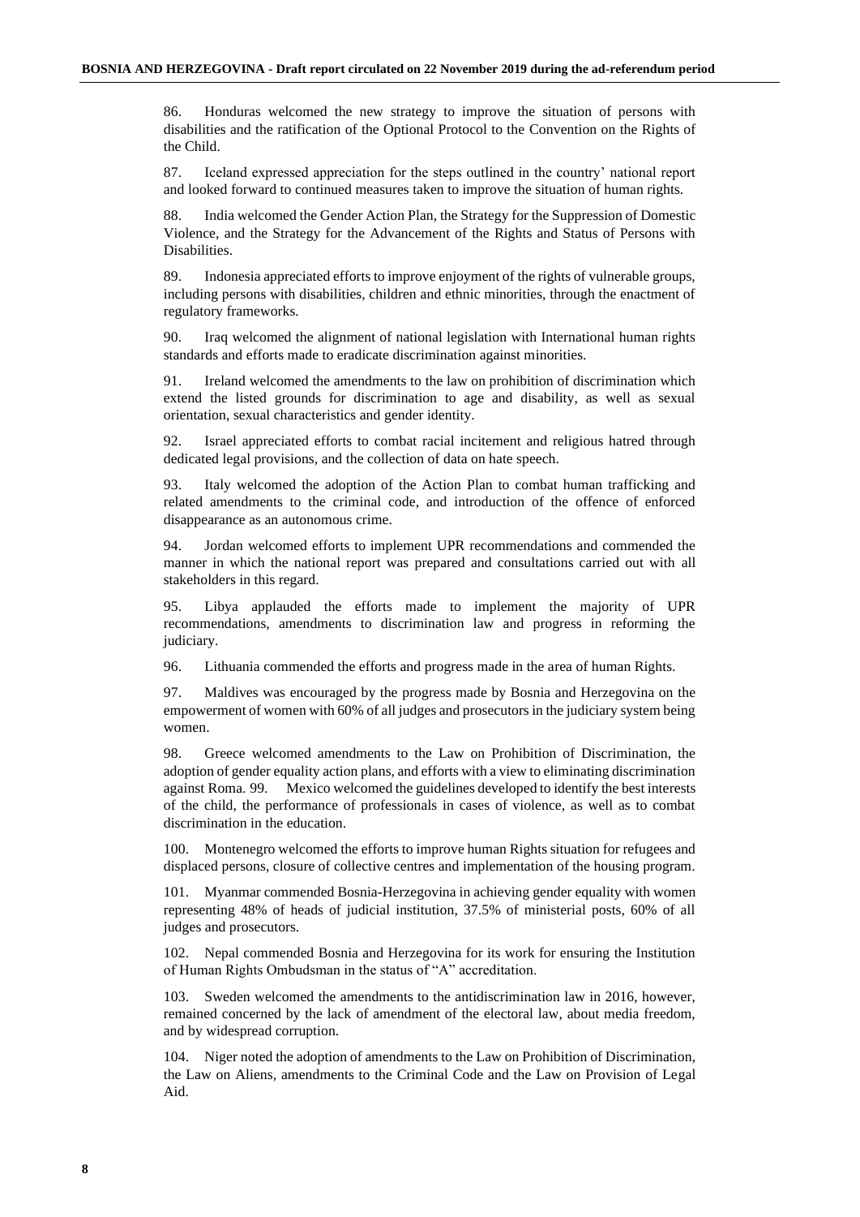86. Honduras welcomed the new strategy to improve the situation of persons with disabilities and the ratification of the Optional Protocol to the Convention on the Rights of the Child.

87. Iceland expressed appreciation for the steps outlined in the country' national report and looked forward to continued measures taken to improve the situation of human rights.

88. India welcomed the Gender Action Plan, the Strategy for the Suppression of Domestic Violence, and the Strategy for the Advancement of the Rights and Status of Persons with Disabilities.

89. Indonesia appreciated efforts to improve enjoyment of the rights of vulnerable groups, including persons with disabilities, children and ethnic minorities, through the enactment of regulatory frameworks.

90. Iraq welcomed the alignment of national legislation with International human rights standards and efforts made to eradicate discrimination against minorities.

91. Ireland welcomed the amendments to the law on prohibition of discrimination which extend the listed grounds for discrimination to age and disability, as well as sexual orientation, sexual characteristics and gender identity.

92. Israel appreciated efforts to combat racial incitement and religious hatred through dedicated legal provisions, and the collection of data on hate speech.

93. Italy welcomed the adoption of the Action Plan to combat human trafficking and related amendments to the criminal code, and introduction of the offence of enforced disappearance as an autonomous crime.

94. Jordan welcomed efforts to implement UPR recommendations and commended the manner in which the national report was prepared and consultations carried out with all stakeholders in this regard.

95. Libya applauded the efforts made to implement the majority of UPR recommendations, amendments to discrimination law and progress in reforming the judiciary.

96. Lithuania commended the efforts and progress made in the area of human Rights.

97. Maldives was encouraged by the progress made by Bosnia and Herzegovina on the empowerment of women with 60% of all judges and prosecutors in the judiciary system being women.

98. Greece welcomed amendments to the Law on Prohibition of Discrimination, the adoption of gender equality action plans, and efforts with a view to eliminating discrimination against Roma. 99. Mexico welcomed the guidelines developed to identify the best interests of the child, the performance of professionals in cases of violence, as well as to combat discrimination in the education.

100. Montenegro welcomed the efforts to improve human Rights situation for refugees and displaced persons, closure of collective centres and implementation of the housing program.

101. Myanmar commended Bosnia-Herzegovina in achieving gender equality with women representing 48% of heads of judicial institution, 37.5% of ministerial posts, 60% of all judges and prosecutors.

102. Nepal commended Bosnia and Herzegovina for its work for ensuring the Institution of Human Rights Ombudsman in the status of "A" accreditation.

103. Sweden welcomed the amendments to the antidiscrimination law in 2016, however, remained concerned by the lack of amendment of the electoral law, about media freedom, and by widespread corruption.

104. Niger noted the adoption of amendments to the Law on Prohibition of Discrimination, the Law on Aliens, amendments to the Criminal Code and the Law on Provision of Legal Aid.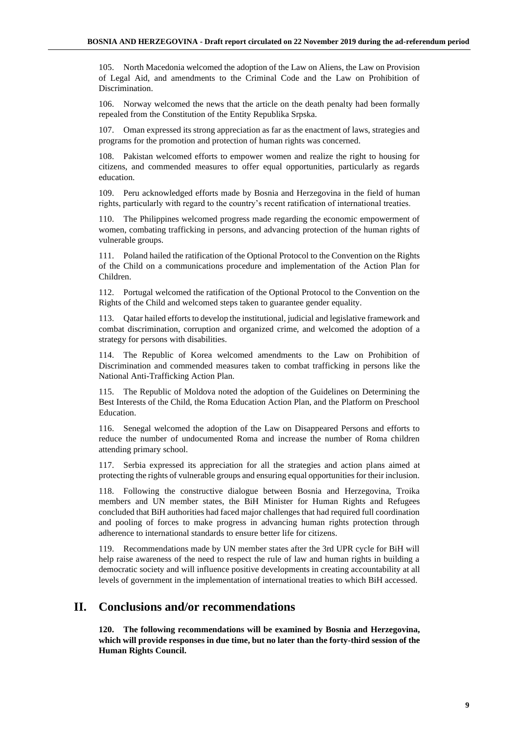105. North Macedonia welcomed the adoption of the Law on Aliens, the Law on Provision of Legal Aid, and amendments to the Criminal Code and the Law on Prohibition of Discrimination.

106. Norway welcomed the news that the article on the death penalty had been formally repealed from the Constitution of the Entity Republika Srpska.

107. Oman expressed its strong appreciation as far as the enactment of laws, strategies and programs for the promotion and protection of human rights was concerned.

108. Pakistan welcomed efforts to empower women and realize the right to housing for citizens, and commended measures to offer equal opportunities, particularly as regards education.

109. Peru acknowledged efforts made by Bosnia and Herzegovina in the field of human rights, particularly with regard to the country's recent ratification of international treaties.

110. The Philippines welcomed progress made regarding the economic empowerment of women, combating trafficking in persons, and advancing protection of the human rights of vulnerable groups.

111. Poland hailed the ratification of the Optional Protocol to the Convention on the Rights of the Child on a communications procedure and implementation of the Action Plan for Children.

112. Portugal welcomed the ratification of the Optional Protocol to the Convention on the Rights of the Child and welcomed steps taken to guarantee gender equality.

113. Qatar hailed efforts to develop the institutional, judicial and legislative framework and combat discrimination, corruption and organized crime, and welcomed the adoption of a strategy for persons with disabilities.

114. The Republic of Korea welcomed amendments to the Law on Prohibition of Discrimination and commended measures taken to combat trafficking in persons like the National Anti-Trafficking Action Plan.

115. The Republic of Moldova noted the adoption of the Guidelines on Determining the Best Interests of the Child, the Roma Education Action Plan, and the Platform on Preschool Education.

116. Senegal welcomed the adoption of the Law on Disappeared Persons and efforts to reduce the number of undocumented Roma and increase the number of Roma children attending primary school.

117. Serbia expressed its appreciation for all the strategies and action plans aimed at protecting the rights of vulnerable groups and ensuring equal opportunities for their inclusion.

118. Following the constructive dialogue between Bosnia and Herzegovina, Troika members and UN member states, the BiH Minister for Human Rights and Refugees concluded that BiH authorities had faced major challenges that had required full coordination and pooling of forces to make progress in advancing human rights protection through adherence to international standards to ensure better life for citizens.

119. Recommendations made by UN member states after the 3rd UPR cycle for BiH will help raise awareness of the need to respect the rule of law and human rights in building a democratic society and will influence positive developments in creating accountability at all levels of government in the implementation of international treaties to which BiH accessed.

## II. Conclusions and/or recommendations

**120. The following recommendations will be examined by Bosnia and Herzegovina, which will provide responses in due time, but no later than the forty-third session of the Human Rights Council.**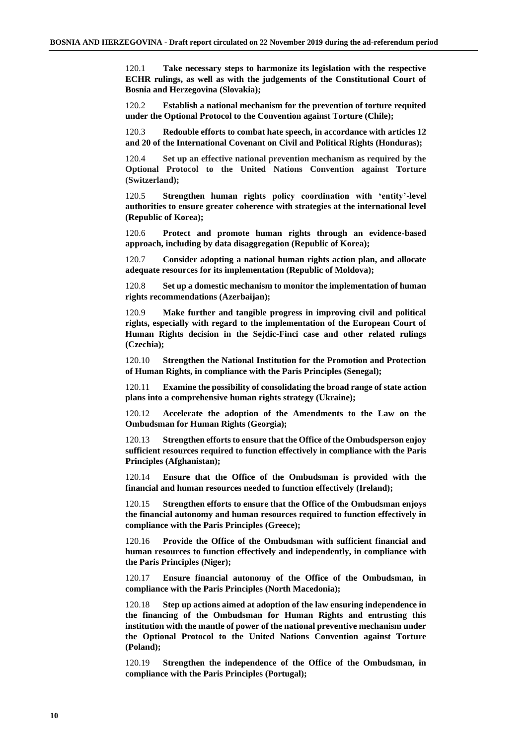120.1 **Take necessary steps to harmonize its legislation with the respective ECHR rulings, as well as with the judgements of the Constitutional Court of Bosnia and Herzegovina (Slovakia);**

120.2 **Establish a national mechanism for the prevention of torture requited under the Optional Protocol to the Convention against Torture (Chile);**

120.3 **Redouble efforts to combat hate speech, in accordance with articles 12 and 20 of the International Covenant on Civil and Political Rights (Honduras);**

120.4 **Set up an effective national prevention mechanism as required by the Optional Protocol to the United Nations Convention against Torture (Switzerland);**

120.5 **Strengthen human rights policy coordination with 'entity'-level authorities to ensure greater coherence with strategies at the international level (Republic of Korea);**

120.6 **Protect and promote human rights through an evidence-based approach, including by data disaggregation (Republic of Korea);**

120.7 **Consider adopting a national human rights action plan, and allocate adequate resources for its implementation (Republic of Moldova);**

120.8 **Set up a domestic mechanism to monitor the implementation of human rights recommendations (Azerbaijan);**

120.9 **Make further and tangible progress in improving civil and political rights, especially with regard to the implementation of the European Court of Human Rights decision in the Sejdic-Finci case and other related rulings (Czechia);**

120.10 **Strengthen the National Institution for the Promotion and Protection of Human Rights, in compliance with the Paris Principles (Senegal);**

120.11 **Examine the possibility of consolidating the broad range of state action plans into a comprehensive human rights strategy (Ukraine);**

120.12 **Accelerate the adoption of the Amendments to the Law on the Ombudsman for Human Rights (Georgia);**

120.13 **Strengthen efforts to ensure that the Office of the Ombudsperson enjoy sufficient resources required to function effectively in compliance with the Paris Principles (Afghanistan);**

120.14 **Ensure that the Office of the Ombudsman is provided with the financial and human resources needed to function effectively (Ireland);**

120.15 **Strengthen efforts to ensure that the Office of the Ombudsman enjoys the financial autonomy and human resources required to function effectively in compliance with the Paris Principles (Greece);**

120.16 **Provide the Office of the Ombudsman with sufficient financial and human resources to function effectively and independently, in compliance with the Paris Principles (Niger);**

120.17 **Ensure financial autonomy of the Office of the Ombudsman, in compliance with the Paris Principles (North Macedonia);**

120.18 **Step up actions aimed at adoption of the law ensuring independence in the financing of the Ombudsman for Human Rights and entrusting this institution with the mantle of power of the national preventive mechanism under the Optional Protocol to the United Nations Convention against Torture (Poland);**

120.19 **Strengthen the independence of the Office of the Ombudsman, in compliance with the Paris Principles (Portugal);**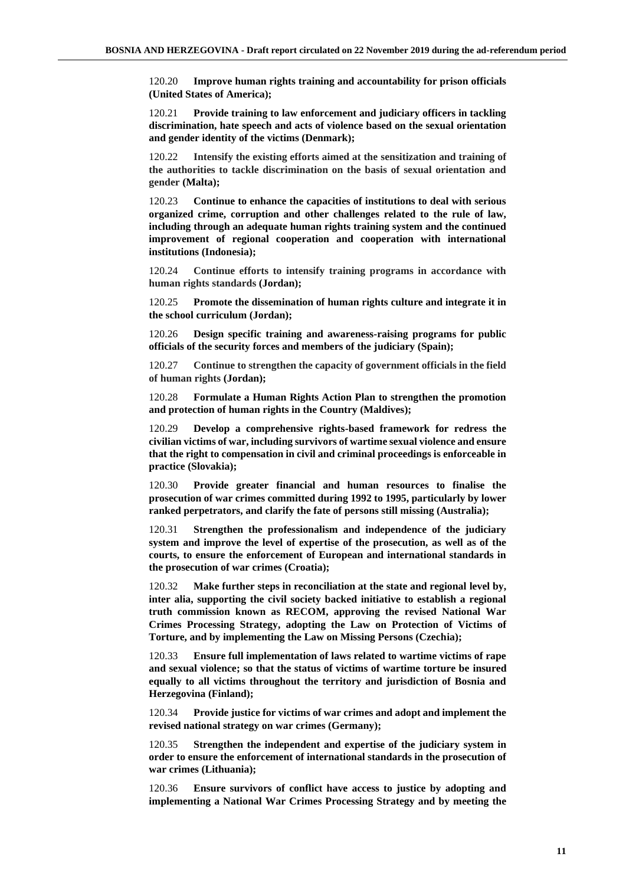120.20 **Improve human rights training and accountability for prison officials (United States of America);**

120.21 **Provide training to law enforcement and judiciary officers in tackling discrimination, hate speech and acts of violence based on the sexual orientation and gender identity of the victims (Denmark);**

120.22 **Intensify the existing efforts aimed at the sensitization and training of the authorities to tackle discrimination on the basis of sexual orientation and gender (Malta);**

120.23 **Continue to enhance the capacities of institutions to deal with serious organized crime, corruption and other challenges related to the rule of law, including through an adequate human rights training system and the continued improvement of regional cooperation and cooperation with international institutions (Indonesia);**

120.24 **Continue efforts to intensify training programs in accordance with human rights standards (Jordan);**

120.25 **Promote the dissemination of human rights culture and integrate it in the school curriculum (Jordan);**

120.26 **Design specific training and awareness-raising programs for public officials of the security forces and members of the judiciary (Spain);**

120.27 **Continue to strengthen the capacity of government officials in the field of human rights (Jordan);**

120.28 **Formulate a Human Rights Action Plan to strengthen the promotion and protection of human rights in the Country (Maldives);**

120.29 **Develop a comprehensive rights-based framework for redress the civilian victims of war, including survivors of wartime sexual violence and ensure that the right to compensation in civil and criminal proceedings is enforceable in practice (Slovakia);**

120.30 **Provide greater financial and human resources to finalise the prosecution of war crimes committed during 1992 to 1995, particularly by lower ranked perpetrators, and clarify the fate of persons still missing (Australia);**

120.31 **Strengthen the professionalism and independence of the judiciary system and improve the level of expertise of the prosecution, as well as of the courts, to ensure the enforcement of European and international standards in the prosecution of war crimes (Croatia);**

120.32 **Make further steps in reconciliation at the state and regional level by, inter alia, supporting the civil society backed initiative to establish a regional truth commission known as RECOM, approving the revised National War Crimes Processing Strategy, adopting the Law on Protection of Victims of Torture, and by implementing the Law on Missing Persons (Czechia);**

120.33 **Ensure full implementation of laws related to wartime victims of rape and sexual violence; so that the status of victims of wartime torture be insured equally to all victims throughout the territory and jurisdiction of Bosnia and Herzegovina (Finland);**

120.34 **Provide justice for victims of war crimes and adopt and implement the revised national strategy on war crimes (Germany);**

120.35 **Strengthen the independent and expertise of the judiciary system in order to ensure the enforcement of international standards in the prosecution of war crimes (Lithuania);**

120.36 **Ensure survivors of conflict have access to justice by adopting and implementing a National War Crimes Processing Strategy and by meeting the**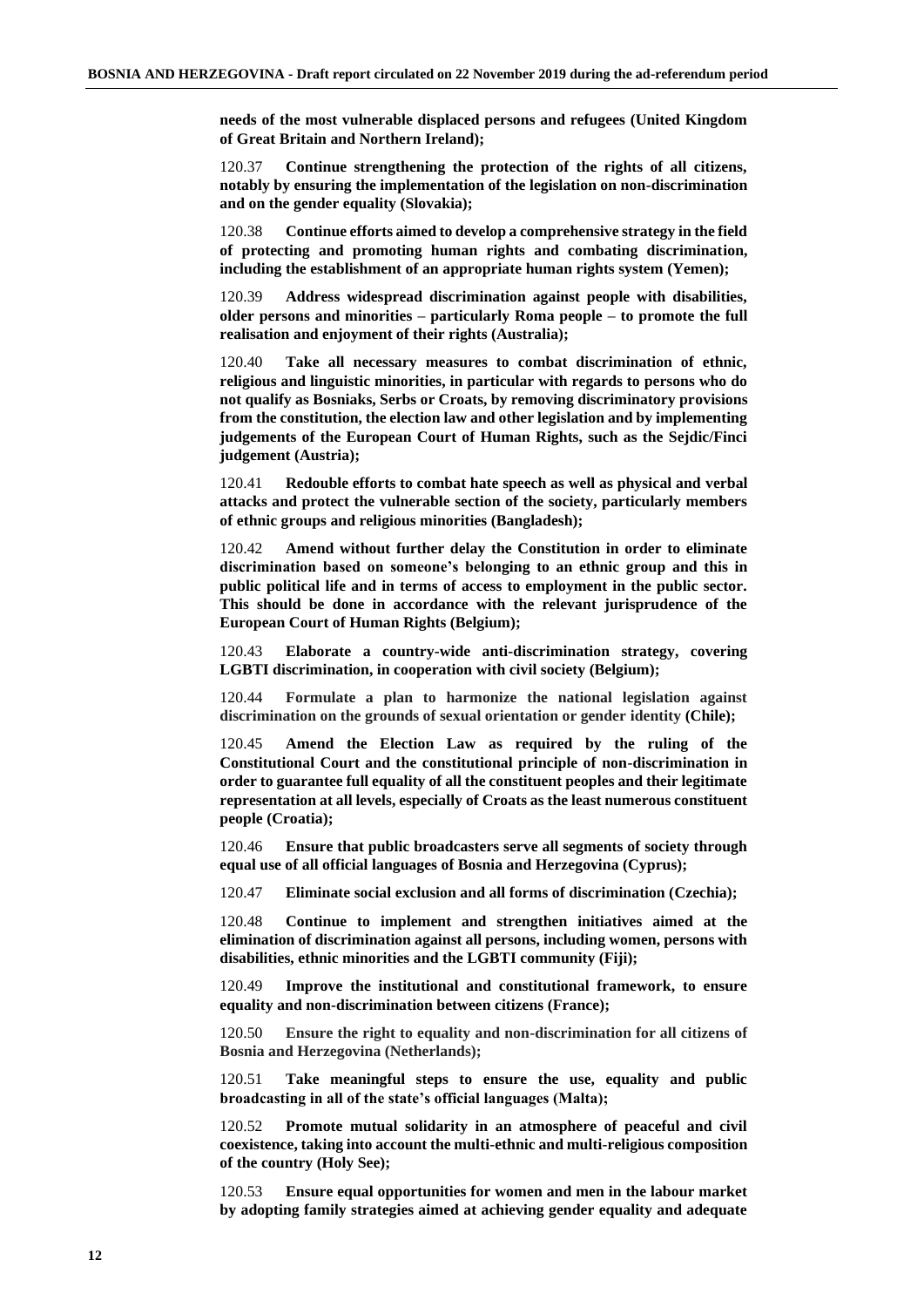**needs of the most vulnerable displaced persons and refugees (United Kingdom of Great Britain and Northern Ireland);**

120.37 **Continue strengthening the protection of the rights of all citizens, notably by ensuring the implementation of the legislation on non-discrimination and on the gender equality (Slovakia);**

120.38 **Continue efforts aimed to develop a comprehensive strategy in the field of protecting and promoting human rights and combating discrimination, including the establishment of an appropriate human rights system (Yemen);**

120.39 **Address widespread discrimination against people with disabilities, older persons and minorities – particularly Roma people – to promote the full realisation and enjoyment of their rights (Australia);**

120.40 **Take all necessary measures to combat discrimination of ethnic, religious and linguistic minorities, in particular with regards to persons who do not qualify as Bosniaks, Serbs or Croats, by removing discriminatory provisions from the constitution, the election law and other legislation and by implementing judgements of the European Court of Human Rights, such as the Sejdic/Finci judgement (Austria);**

120.41 **Redouble efforts to combat hate speech as well as physical and verbal attacks and protect the vulnerable section of the society, particularly members of ethnic groups and religious minorities (Bangladesh);**

120.42 **Amend without further delay the Constitution in order to eliminate discrimination based on someone's belonging to an ethnic group and this in public political life and in terms of access to employment in the public sector. This should be done in accordance with the relevant jurisprudence of the European Court of Human Rights (Belgium);**

120.43 **Elaborate a country-wide anti-discrimination strategy, covering LGBTI discrimination, in cooperation with civil society (Belgium);**

120.44 **Formulate a plan to harmonize the national legislation against discrimination on the grounds of sexual orientation or gender identity (Chile);**

120.45 **Amend the Election Law as required by the ruling of the Constitutional Court and the constitutional principle of non-discrimination in order to guarantee full equality of all the constituent peoples and their legitimate representation at all levels, especially of Croats as the least numerous constituent people (Croatia);**

120.46 **Ensure that public broadcasters serve all segments of society through equal use of all official languages of Bosnia and Herzegovina (Cyprus);**

120.47 **Eliminate social exclusion and all forms of discrimination (Czechia);**

120.48 **Continue to implement and strengthen initiatives aimed at the elimination of discrimination against all persons, including women, persons with disabilities, ethnic minorities and the LGBTI community (Fiji);**

120.49 **Improve the institutional and constitutional framework, to ensure equality and non-discrimination between citizens (France);**

120.50 **Ensure the right to equality and non-discrimination for all citizens of Bosnia and Herzegovina (Netherlands);**

120.51 **Take meaningful steps to ensure the use, equality and public broadcasting in all of the state's official languages (Malta);**

120.52 **Promote mutual solidarity in an atmosphere of peaceful and civil coexistence, taking into account the multi-ethnic and multi-religious composition of the country (Holy See);**

120.53 **Ensure equal opportunities for women and men in the labour market by adopting family strategies aimed at achieving gender equality and adequate**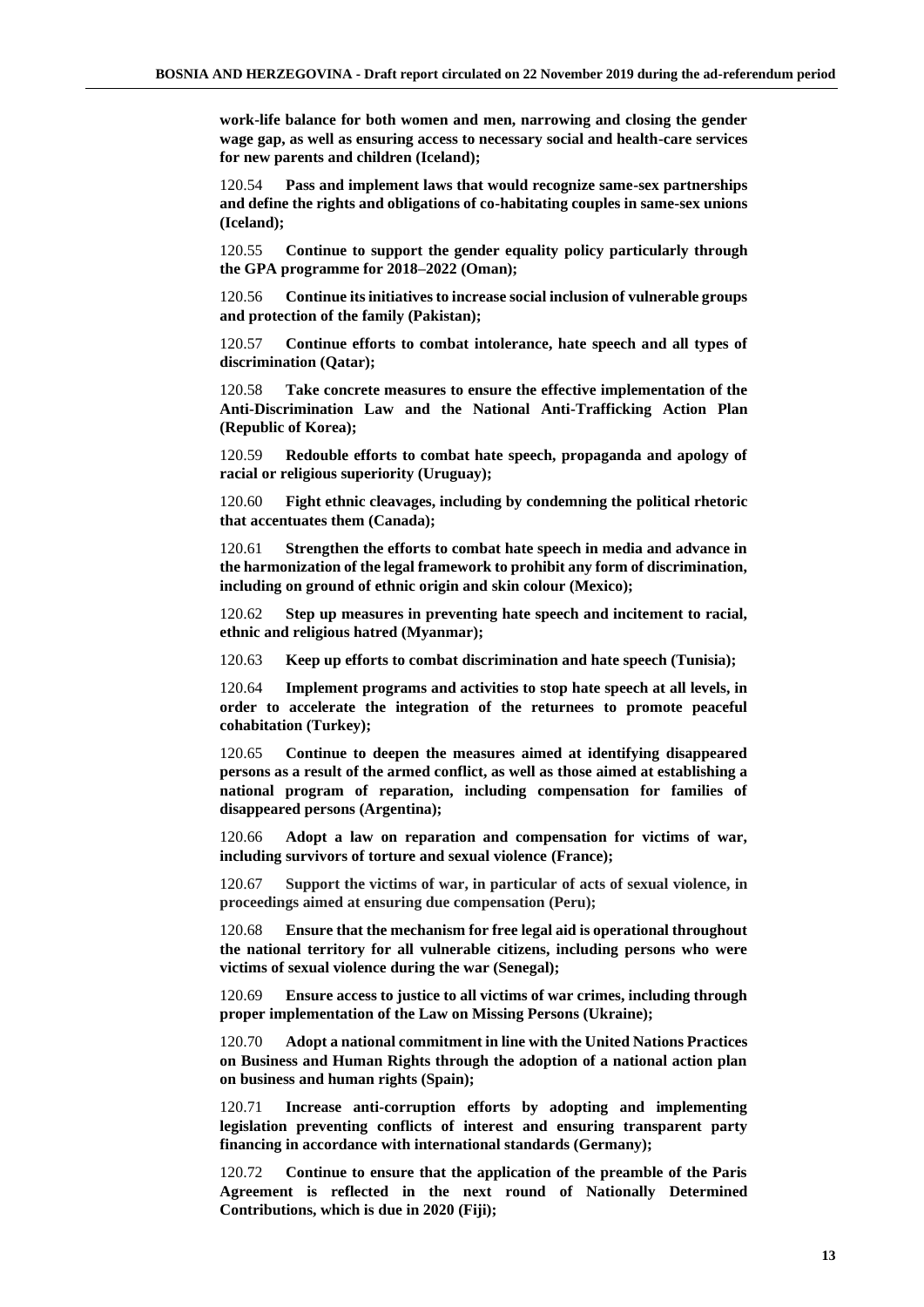**work-life balance for both women and men, narrowing and closing the gender wage gap, as well as ensuring access to necessary social and health-care services for new parents and children (Iceland);**

120.54 **Pass and implement laws that would recognize same-sex partnerships and define the rights and obligations of co-habitating couples in same-sex unions (Iceland);**

120.55 **Continue to support the gender equality policy particularly through the GPA programme for 2018–2022 (Oman);**

120.56 **Continue its initiatives to increase social inclusion of vulnerable groups and protection of the family (Pakistan);**

120.57 **Continue efforts to combat intolerance, hate speech and all types of discrimination (Qatar);**

120.58 **Take concrete measures to ensure the effective implementation of the Anti-Discrimination Law and the National Anti-Trafficking Action Plan (Republic of Korea);**

120.59 **Redouble efforts to combat hate speech, propaganda and apology of racial or religious superiority (Uruguay);**

120.60 **Fight ethnic cleavages, including by condemning the political rhetoric that accentuates them (Canada);**

120.61 **Strengthen the efforts to combat hate speech in media and advance in the harmonization of the legal framework to prohibit any form of discrimination, including on ground of ethnic origin and skin colour (Mexico);**

120.62 **Step up measures in preventing hate speech and incitement to racial, ethnic and religious hatred (Myanmar);**

120.63 **Keep up efforts to combat discrimination and hate speech (Tunisia);**

120.64 **Implement programs and activities to stop hate speech at all levels, in order to accelerate the integration of the returnees to promote peaceful cohabitation (Turkey);**

120.65 **Continue to deepen the measures aimed at identifying disappeared persons as a result of the armed conflict, as well as those aimed at establishing a national program of reparation, including compensation for families of disappeared persons (Argentina);**

120.66 **Adopt a law on reparation and compensation for victims of war, including survivors of torture and sexual violence (France);**

120.67 **Support the victims of war, in particular of acts of sexual violence, in proceedings aimed at ensuring due compensation (Peru);**

120.68 **Ensure that the mechanism for free legal aid is operational throughout the national territory for all vulnerable citizens, including persons who were victims of sexual violence during the war (Senegal);**

120.69 **Ensure access to justice to all victims of war crimes, including through proper implementation of the Law on Missing Persons (Ukraine);**

120.70 **Adopt a national commitment in line with the United Nations Practices on Business and Human Rights through the adoption of a national action plan on business and human rights (Spain);**

120.71 **Increase anti-corruption efforts by adopting and implementing legislation preventing conflicts of interest and ensuring transparent party financing in accordance with international standards (Germany);**

120.72 **Continue to ensure that the application of the preamble of the Paris Agreement is reflected in the next round of Nationally Determined Contributions, which is due in 2020 (Fiji);**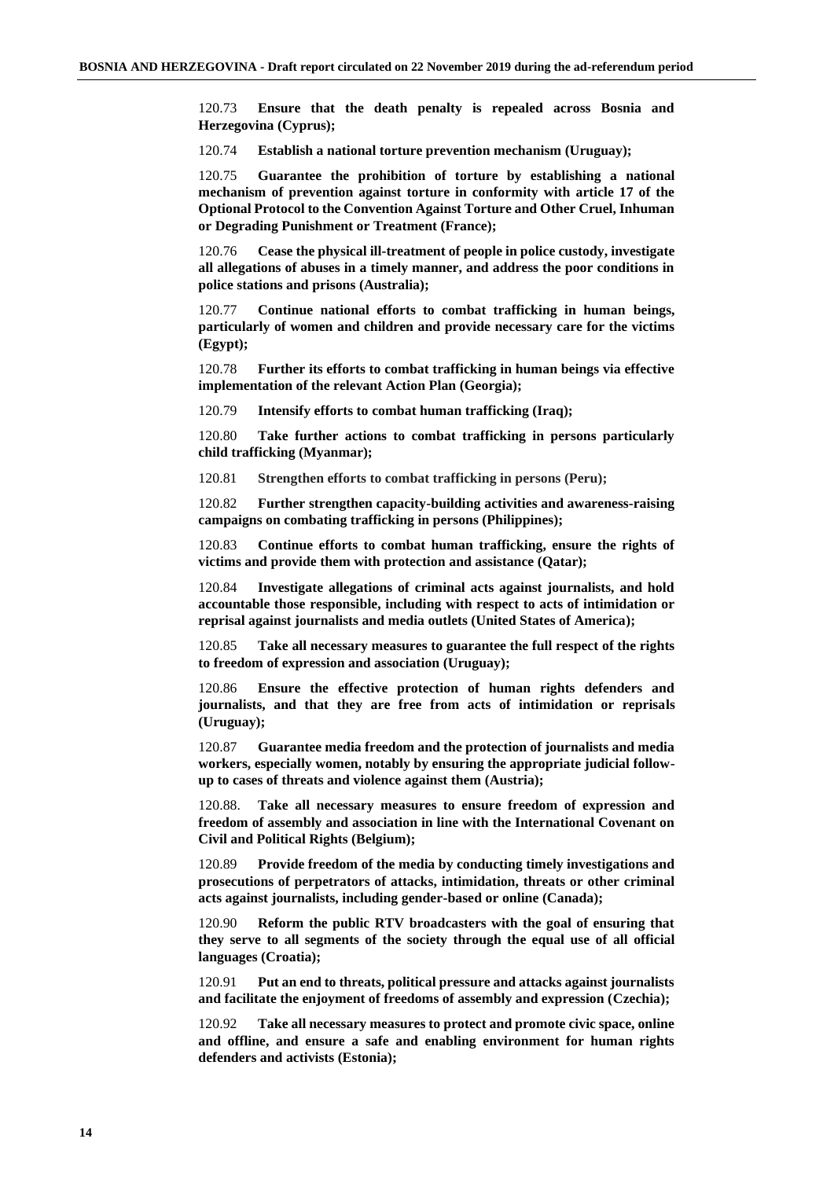120.73 **Ensure that the death penalty is repealed across Bosnia and Herzegovina (Cyprus);**

120.74 **Establish a national torture prevention mechanism (Uruguay);**

120.75 **Guarantee the prohibition of torture by establishing a national mechanism of prevention against torture in conformity with article 17 of the Optional Protocol to the Convention Against Torture and Other Cruel, Inhuman or Degrading Punishment or Treatment (France);**

120.76 **Cease the physical ill-treatment of people in police custody, investigate all allegations of abuses in a timely manner, and address the poor conditions in police stations and prisons (Australia);**

120.77 **Continue national efforts to combat trafficking in human beings, particularly of women and children and provide necessary care for the victims (Egypt);**

120.78 **Further its efforts to combat trafficking in human beings via effective implementation of the relevant Action Plan (Georgia);**

120.79 **Intensify efforts to combat human trafficking (Iraq);**

120.80 **Take further actions to combat trafficking in persons particularly child trafficking (Myanmar);**

120.81 **Strengthen efforts to combat trafficking in persons (Peru);**

120.82 **Further strengthen capacity-building activities and awareness-raising campaigns on combating trafficking in persons (Philippines);**

120.83 **Continue efforts to combat human trafficking, ensure the rights of victims and provide them with protection and assistance (Qatar);**

120.84 **Investigate allegations of criminal acts against journalists, and hold accountable those responsible, including with respect to acts of intimidation or reprisal against journalists and media outlets (United States of America);**

120.85 **Take all necessary measures to guarantee the full respect of the rights to freedom of expression and association (Uruguay);**

120.86 **Ensure the effective protection of human rights defenders and journalists, and that they are free from acts of intimidation or reprisals (Uruguay);**

120.87 **Guarantee media freedom and the protection of journalists and media workers, especially women, notably by ensuring the appropriate judicial follow-up to cases of threats and violence against them (Austria);**

120.88. **Take all necessary measures to ensure freedom of expression and freedom of assembly and association in line with the International Covenant on Civil and Political Rights (Belgium);**

120.89 **Provide freedom of the media by conducting timely investigations and prosecutions of perpetrators of attacks, intimidation, threats or other criminal acts against journalists, including gender-based or online (Canada);**

120.90 **Reform the public RTV broadcasters with the goal of ensuring that they serve to all segments of the society through the equal use of all official languages (Croatia);**

120.91 **Put an end to threats, political pressure and attacks against journalists and facilitate the enjoyment of freedoms of assembly and expression (Czechia);**

120.92 **Take all necessary measures to protect and promote civic space, online and offline, and ensure a safe and enabling environment for human rights defenders and activists (Estonia);**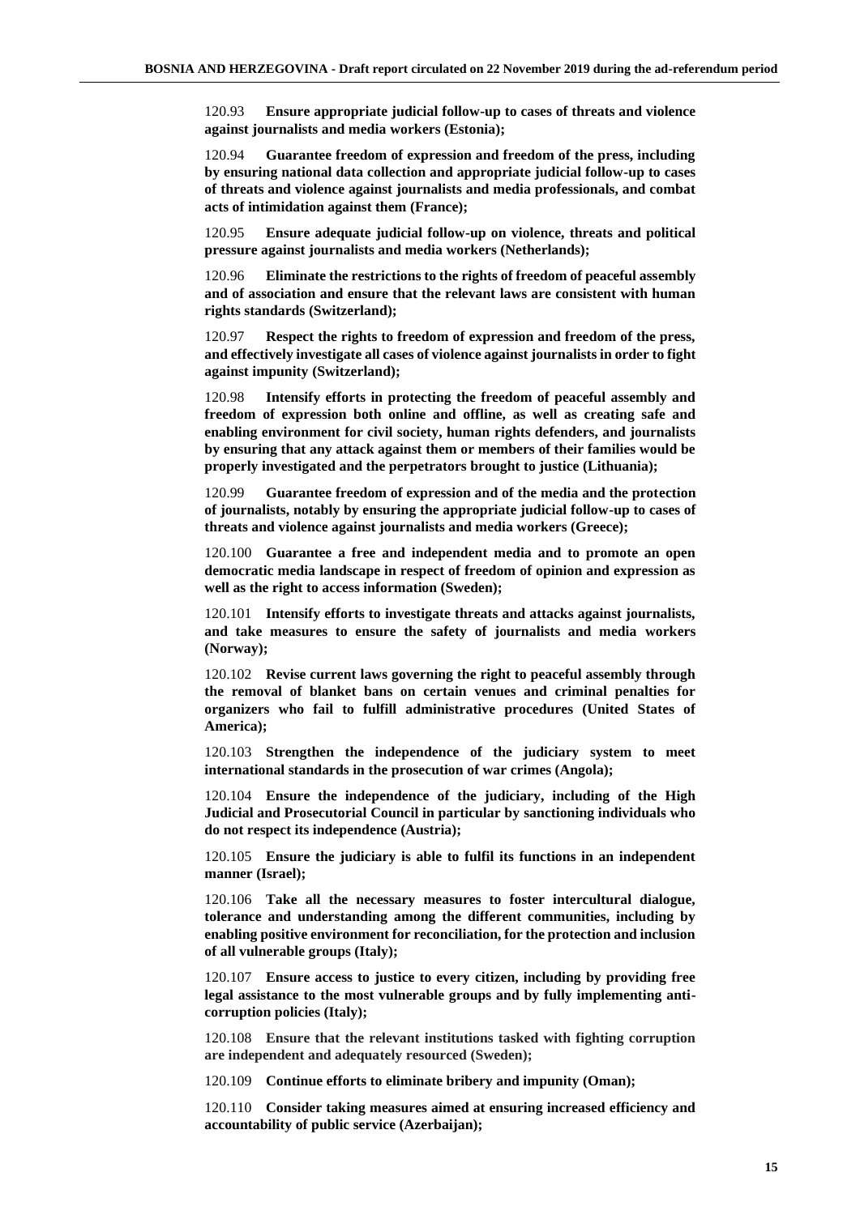120.93 **Ensure appropriate judicial follow-up to cases of threats and violence against journalists and media workers (Estonia);**

120.94 **Guarantee freedom of expression and freedom of the press, including by ensuring national data collection and appropriate judicial follow-up to cases of threats and violence against journalists and media professionals, and combat acts of intimidation against them (France);**

120.95 **Ensure adequate judicial follow-up on violence, threats and political pressure against journalists and media workers (Netherlands);**

120.96 **Eliminate the restrictions to the rights of freedom of peaceful assembly and of association and ensure that the relevant laws are consistent with human rights standards (Switzerland);**

120.97 **Respect the rights to freedom of expression and freedom of the press, and effectively investigate all cases of violence against journalists in order to fight against impunity (Switzerland);**

120.98 **Intensify efforts in protecting the freedom of peaceful assembly and freedom of expression both online and offline, as well as creating safe and enabling environment for civil society, human rights defenders, and journalists by ensuring that any attack against them or members of their families would be properly investigated and the perpetrators brought to justice (Lithuania);**

120.99 **Guarantee freedom of expression and of the media and the protection of journalists, notably by ensuring the appropriate judicial follow-up to cases of threats and violence against journalists and media workers (Greece);**

120.100 **Guarantee a free and independent media and to promote an open democratic media landscape in respect of freedom of opinion and expression as well as the right to access information (Sweden);**

120.101 **Intensify efforts to investigate threats and attacks against journalists, and take measures to ensure the safety of journalists and media workers (Norway);**

120.102 **Revise current laws governing the right to peaceful assembly through the removal of blanket bans on certain venues and criminal penalties for organizers who fail to fulfill administrative procedures (United States of America);**

120.103 **Strengthen the independence of the judiciary system to meet international standards in the prosecution of war crimes (Angola);**

120.104 **Ensure the independence of the judiciary, including of the High Judicial and Prosecutorial Council in particular by sanctioning individuals who do not respect its independence (Austria);**

120.105 **Ensure the judiciary is able to fulfil its functions in an independent manner (Israel);**

120.106 **Take all the necessary measures to foster intercultural dialogue, tolerance and understanding among the different communities, including by enabling positive environment for reconciliation, for the protection and inclusion of all vulnerable groups (Italy);**

120.107 **Ensure access to justice to every citizen, including by providing free legal assistance to the most vulnerable groups and by fully implementing anti-corruption policies (Italy);**

120.108 **Ensure that the relevant institutions tasked with fighting corruption are independent and adequately resourced (Sweden);**

120.109 **Continue efforts to eliminate bribery and impunity (Oman);**

120.110 **Consider taking measures aimed at ensuring increased efficiency and accountability of public service (Azerbaijan);**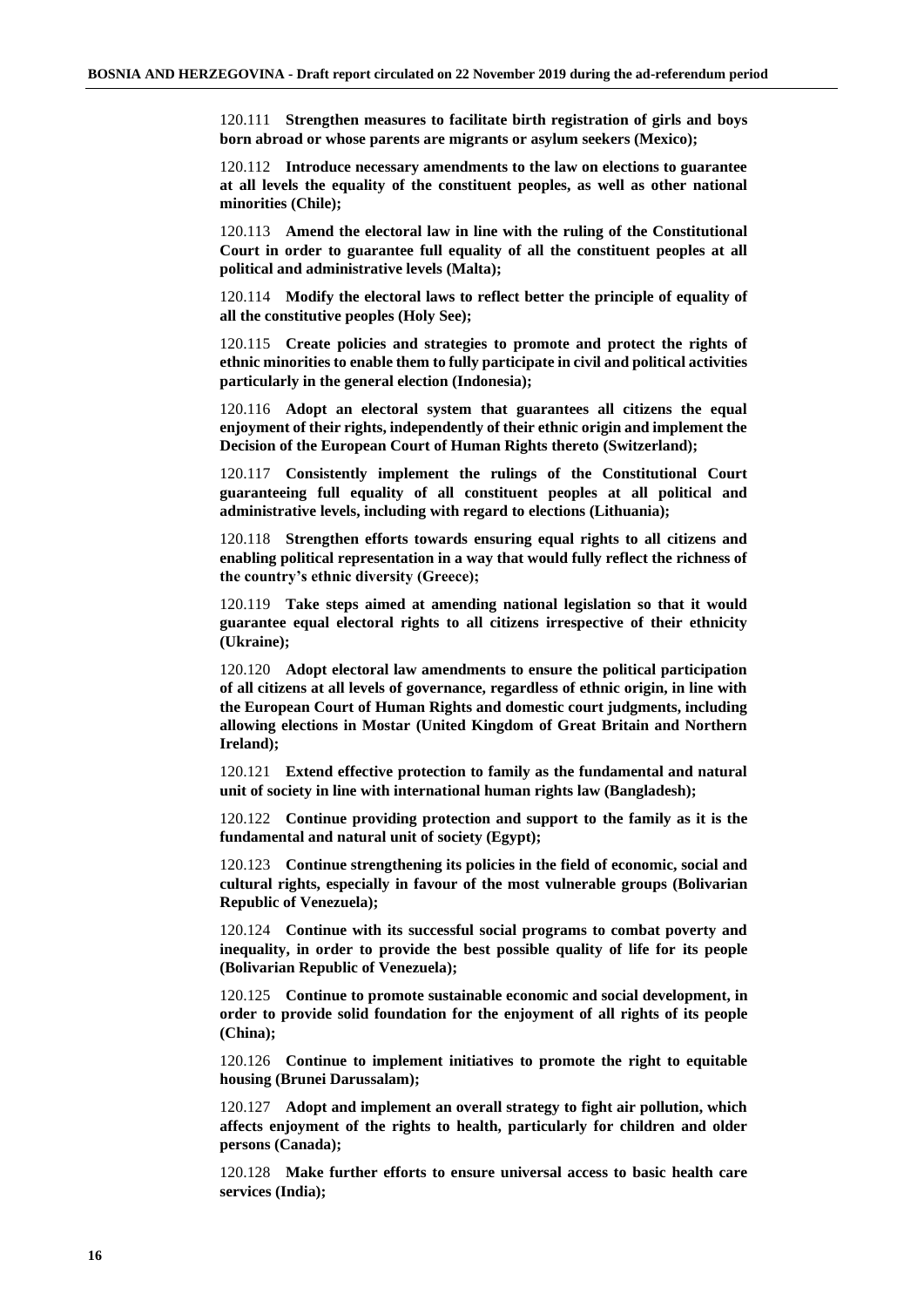120.111 **Strengthen measures to facilitate birth registration of girls and boys born abroad or whose parents are migrants or asylum seekers (Mexico);**

120.112 **Introduce necessary amendments to the law on elections to guarantee at all levels the equality of the constituent peoples, as well as other national minorities (Chile);**

120.113 **Amend the electoral law in line with the ruling of the Constitutional Court in order to guarantee full equality of all the constituent peoples at all political and administrative levels (Malta);**

120.114 **Modify the electoral laws to reflect better the principle of equality of all the constitutive peoples (Holy See);**

120.115 **Create policies and strategies to promote and protect the rights of ethnic minorities to enable them to fully participate in civil and political activities particularly in the general election (Indonesia);**

120.116 **Adopt an electoral system that guarantees all citizens the equal enjoyment of their rights, independently of their ethnic origin and implement the Decision of the European Court of Human Rights thereto (Switzerland);**

120.117 **Consistently implement the rulings of the Constitutional Court guaranteeing full equality of all constituent peoples at all political and administrative levels, including with regard to elections (Lithuania);**

120.118 **Strengthen efforts towards ensuring equal rights to all citizens and enabling political representation in a way that would fully reflect the richness of the country's ethnic diversity (Greece);**

120.119 **Take steps aimed at amending national legislation so that it would guarantee equal electoral rights to all citizens irrespective of their ethnicity (Ukraine);**

120.120 **Adopt electoral law amendments to ensure the political participation of all citizens at all levels of governance, regardless of ethnic origin, in line with the European Court of Human Rights and domestic court judgments, including allowing elections in Mostar (United Kingdom of Great Britain and Northern Ireland);**

120.121 **Extend effective protection to family as the fundamental and natural unit of society in line with international human rights law (Bangladesh);**

120.122 **Continue providing protection and support to the family as it is the fundamental and natural unit of society (Egypt);**

120.123 **Continue strengthening its policies in the field of economic, social and cultural rights, especially in favour of the most vulnerable groups (Bolivarian Republic of Venezuela);**

120.124 **Continue with its successful social programs to combat poverty and inequality, in order to provide the best possible quality of life for its people (Bolivarian Republic of Venezuela);**

120.125 **Continue to promote sustainable economic and social development, in order to provide solid foundation for the enjoyment of all rights of its people (China);**

120.126 **Continue to implement initiatives to promote the right to equitable housing (Brunei Darussalam);**

120.127 **Adopt and implement an overall strategy to fight air pollution, which affects enjoyment of the rights to health, particularly for children and older persons (Canada);**

120.128 **Make further efforts to ensure universal access to basic health care services (India);**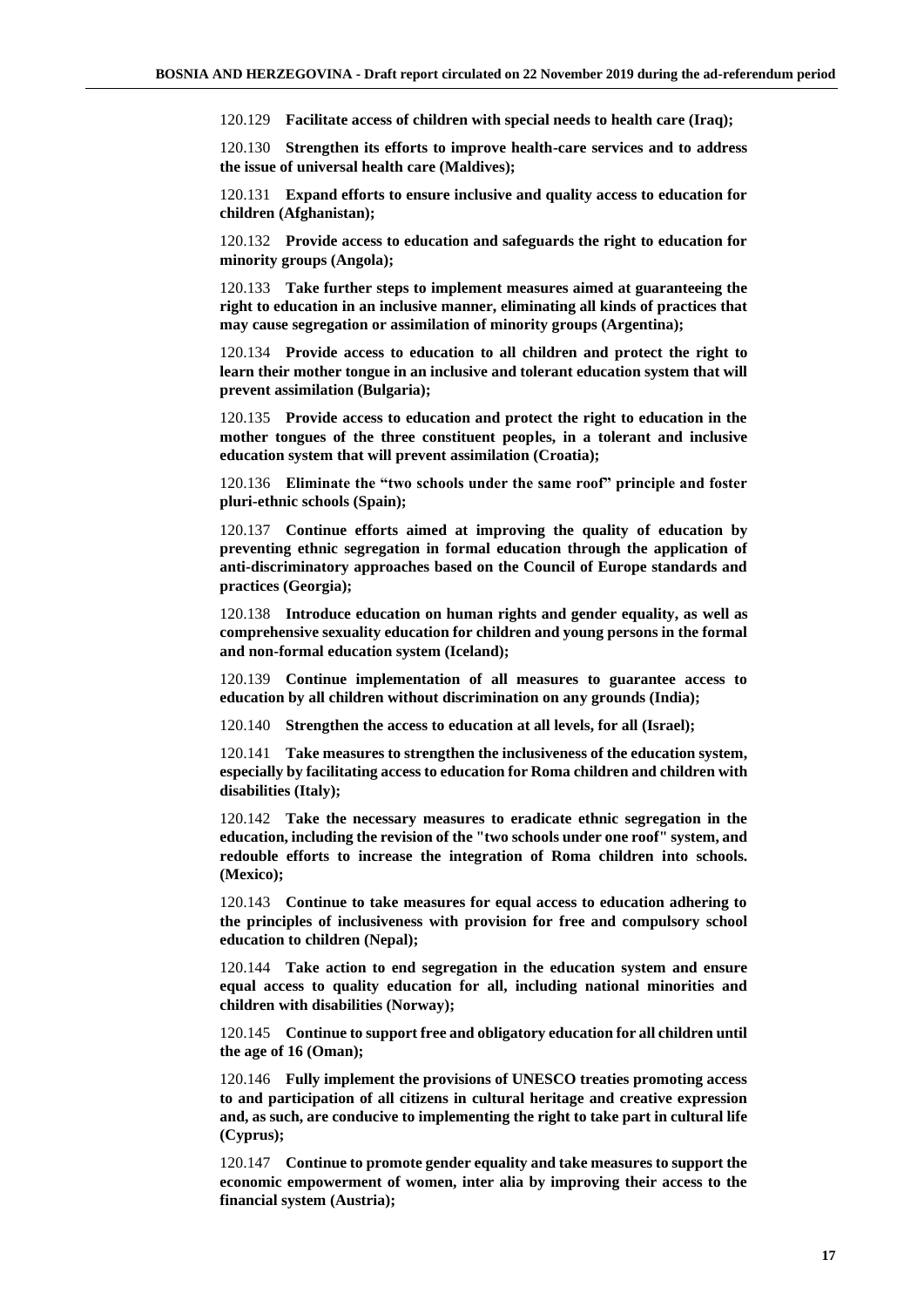120.129 **Facilitate access of children with special needs to health care (Iraq);**

120.130 **Strengthen its efforts to improve health-care services and to address the issue of universal health care (Maldives);**

120.131 **Expand efforts to ensure inclusive and quality access to education for children (Afghanistan);**

120.132 **Provide access to education and safeguards the right to education for minority groups (Angola);**

120.133 **Take further steps to implement measures aimed at guaranteeing the right to education in an inclusive manner, eliminating all kinds of practices that may cause segregation or assimilation of minority groups (Argentina);**

120.134 **Provide access to education to all children and protect the right to learn their mother tongue in an inclusive and tolerant education system that will prevent assimilation (Bulgaria);**

120.135 **Provide access to education and protect the right to education in the mother tongues of the three constituent peoples, in a tolerant and inclusive education system that will prevent assimilation (Croatia);**

120.136 **Eliminate the "two schools under the same roof" principle and foster pluri-ethnic schools (Spain);**

120.137 **Continue efforts aimed at improving the quality of education by preventing ethnic segregation in formal education through the application of anti-discriminatory approaches based on the Council of Europe standards and practices (Georgia);**

120.138 **Introduce education on human rights and gender equality, as well as comprehensive sexuality education for children and young persons in the formal and non-formal education system (Iceland);**

120.139 **Continue implementation of all measures to guarantee access to education by all children without discrimination on any grounds (India);**

120.140 **Strengthen the access to education at all levels, for all (Israel);**

120.141 **Take measures to strengthen the inclusiveness of the education system, especially by facilitating access to education for Roma children and children with disabilities (Italy);**

120.142 **Take the necessary measures to eradicate ethnic segregation in the education, including the revision of the "two schools under one roof" system, and redouble efforts to increase the integration of Roma children into schools. (Mexico);**

120.143 **Continue to take measures for equal access to education adhering to the principles of inclusiveness with provision for free and compulsory school education to children (Nepal);**

120.144 **Take action to end segregation in the education system and ensure equal access to quality education for all, including national minorities and children with disabilities (Norway);**

120.145 **Continue to support free and obligatory education for all children until the age of 16 (Oman);**

120.146 **Fully implement the provisions of UNESCO treaties promoting access to and participation of all citizens in cultural heritage and creative expression and, as such, are conducive to implementing the right to take part in cultural life (Cyprus);**

120.147 **Continue to promote gender equality and take measures to support the economic empowerment of women, inter alia by improving their access to the financial system (Austria);**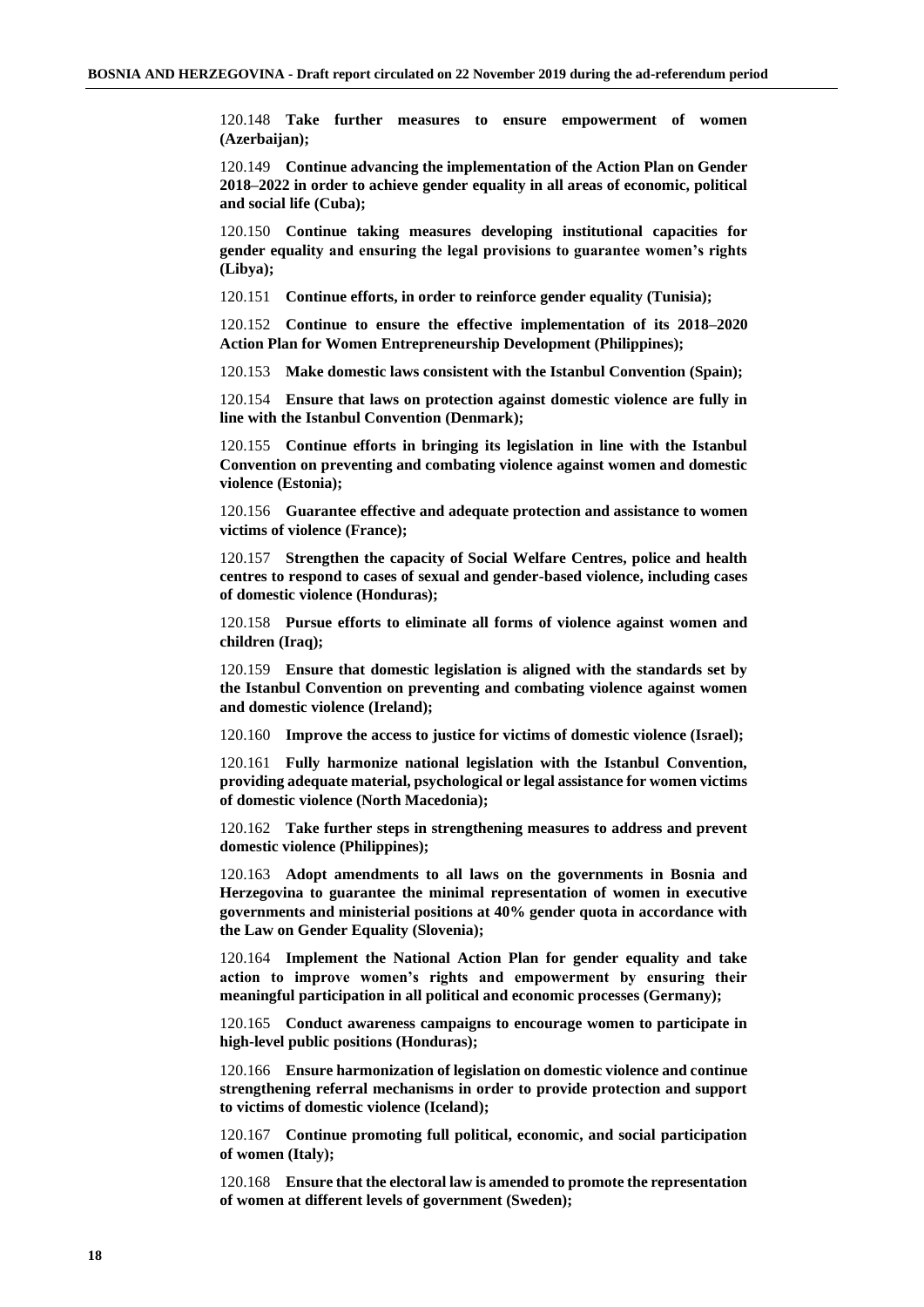120.148 **Take further measures to ensure empowerment of women (Azerbaijan);**

120.149 **Continue advancing the implementation of the Action Plan on Gender 2018–2022 in order to achieve gender equality in all areas of economic, political and social life (Cuba);**

120.150 **Continue taking measures developing institutional capacities for gender equality and ensuring the legal provisions to guarantee women's rights (Libya);**

120.151 **Continue efforts, in order to reinforce gender equality (Tunisia);**

120.152 **Continue to ensure the effective implementation of its 2018–2020 Action Plan for Women Entrepreneurship Development (Philippines);**

120.153 **Make domestic laws consistent with the Istanbul Convention (Spain);**

120.154 **Ensure that laws on protection against domestic violence are fully in line with the Istanbul Convention (Denmark);**

120.155 **Continue efforts in bringing its legislation in line with the Istanbul Convention on preventing and combating violence against women and domestic violence (Estonia);**

120.156 **Guarantee effective and adequate protection and assistance to women victims of violence (France);**

120.157 **Strengthen the capacity of Social Welfare Centres, police and health centres to respond to cases of sexual and gender-based violence, including cases of domestic violence (Honduras);**

120.158 **Pursue efforts to eliminate all forms of violence against women and children (Iraq);**

120.159 **Ensure that domestic legislation is aligned with the standards set by the Istanbul Convention on preventing and combating violence against women and domestic violence (Ireland);**

120.160 **Improve the access to justice for victims of domestic violence (Israel);**

120.161 **Fully harmonize national legislation with the Istanbul Convention, providing adequate material, psychological or legal assistance for women victims of domestic violence (North Macedonia);**

120.162 **Take further steps in strengthening measures to address and prevent domestic violence (Philippines);**

120.163 **Adopt amendments to all laws on the governments in Bosnia and Herzegovina to guarantee the minimal representation of women in executive governments and ministerial positions at 40% gender quota in accordance with the Law on Gender Equality (Slovenia);**

120.164 **Implement the National Action Plan for gender equality and take action to improve women's rights and empowerment by ensuring their meaningful participation in all political and economic processes (Germany);**

120.165 **Conduct awareness campaigns to encourage women to participate in high-level public positions (Honduras);**

120.166 **Ensure harmonization of legislation on domestic violence and continue strengthening referral mechanisms in order to provide protection and support to victims of domestic violence (Iceland);**

120.167 **Continue promoting full political, economic, and social participation of women (Italy);**

120.168 **Ensure that the electoral law is amended to promote the representation of women at different levels of government (Sweden);**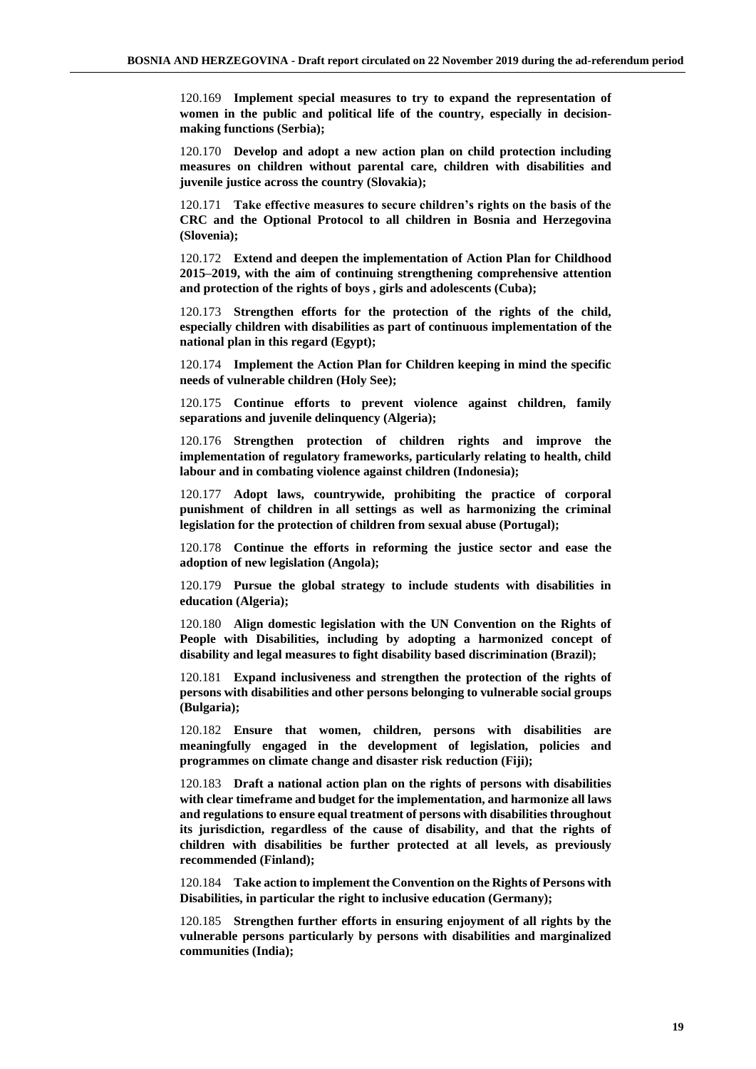120.169 **Implement special measures to try to expand the representation of women in the public and political life of the country, especially in decision-making functions (Serbia);**

120.170 **Develop and adopt a new action plan on child protection including measures on children without parental care, children with disabilities and juvenile justice across the country (Slovakia);**

120.171 **Take effective measures to secure children's rights on the basis of the CRC and the Optional Protocol to all children in Bosnia and Herzegovina (Slovenia);**

120.172 **Extend and deepen the implementation of Action Plan for Childhood 2015–2019, with the aim of continuing strengthening comprehensive attention and protection of the rights of boys , girls and adolescents (Cuba);**

120.173 **Strengthen efforts for the protection of the rights of the child, especially children with disabilities as part of continuous implementation of the national plan in this regard (Egypt);**

120.174 **Implement the Action Plan for Children keeping in mind the specific needs of vulnerable children (Holy See);**

120.175 **Continue efforts to prevent violence against children, family separations and juvenile delinquency (Algeria);**

120.176 **Strengthen protection of children rights and improve the implementation of regulatory frameworks, particularly relating to health, child labour and in combating violence against children (Indonesia);**

120.177 **Adopt laws, countrywide, prohibiting the practice of corporal punishment of children in all settings as well as harmonizing the criminal legislation for the protection of children from sexual abuse (Portugal);**

120.178 **Continue the efforts in reforming the justice sector and ease the adoption of new legislation (Angola);**

120.179 **Pursue the global strategy to include students with disabilities in education (Algeria);**

120.180 **Align domestic legislation with the UN Convention on the Rights of People with Disabilities, including by adopting a harmonized concept of disability and legal measures to fight disability based discrimination (Brazil);**

120.181 **Expand inclusiveness and strengthen the protection of the rights of persons with disabilities and other persons belonging to vulnerable social groups (Bulgaria);**

120.182 **Ensure that women, children, persons with disabilities are meaningfully engaged in the development of legislation, policies and programmes on climate change and disaster risk reduction (Fiji);**

120.183 **Draft a national action plan on the rights of persons with disabilities with clear timeframe and budget for the implementation, and harmonize all laws and regulations to ensure equal treatment of persons with disabilities throughout its jurisdiction, regardless of the cause of disability, and that the rights of children with disabilities be further protected at all levels, as previously recommended (Finland);**

120.184 **Take action to implement the Convention on the Rights of Persons with Disabilities, in particular the right to inclusive education (Germany);**

120.185 **Strengthen further efforts in ensuring enjoyment of all rights by the vulnerable persons particularly by persons with disabilities and marginalized communities (India);**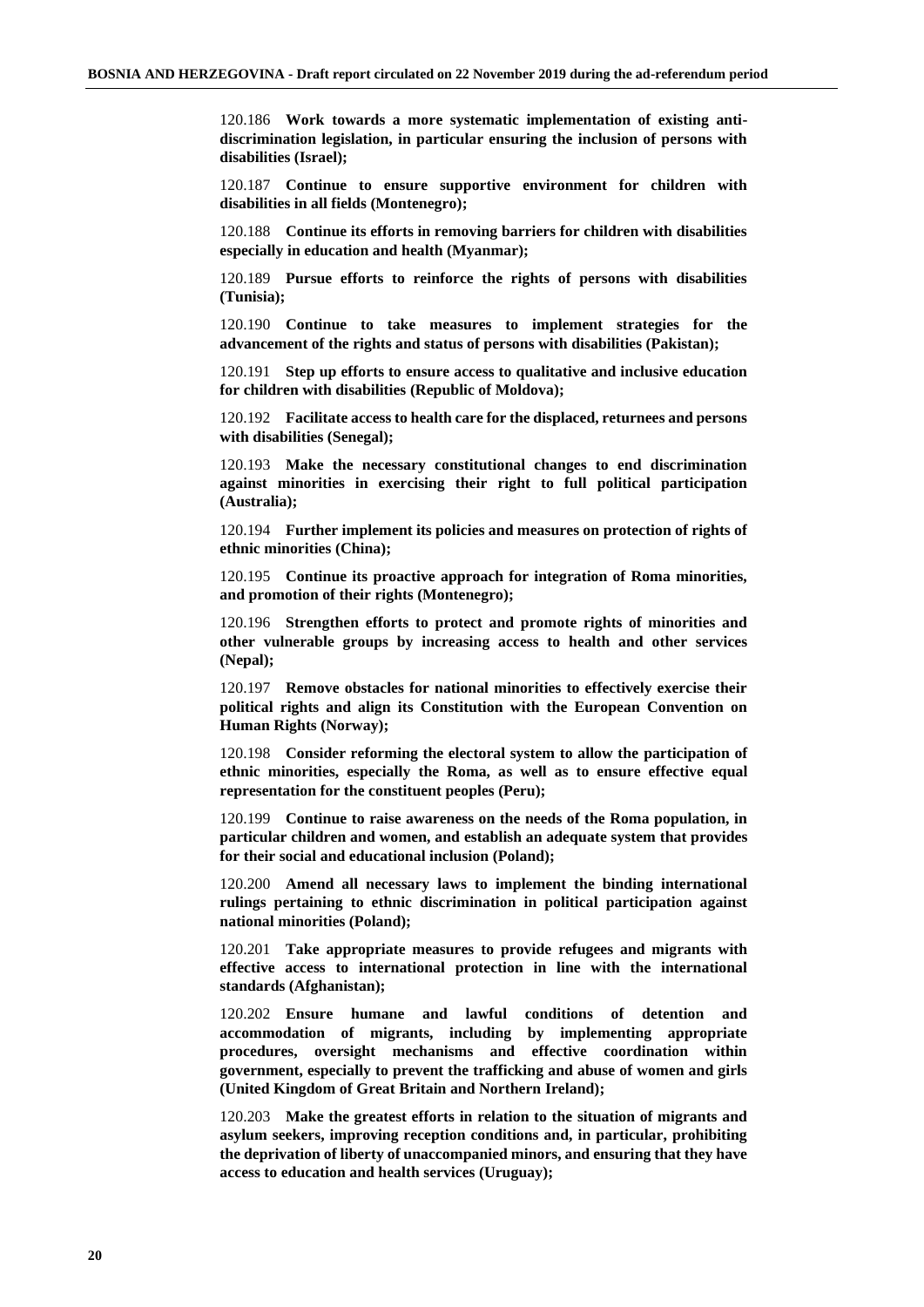120.186 **Work towards a more systematic implementation of existing anti-discrimination legislation, in particular ensuring the inclusion of persons with disabilities (Israel);**

120.187 **Continue to ensure supportive environment for children with disabilities in all fields (Montenegro);**

120.188 **Continue its efforts in removing barriers for children with disabilities especially in education and health (Myanmar);**

120.189 **Pursue efforts to reinforce the rights of persons with disabilities (Tunisia);**

120.190 **Continue to take measures to implement strategies for the advancement of the rights and status of persons with disabilities (Pakistan);**

120.191 **Step up efforts to ensure access to qualitative and inclusive education for children with disabilities (Republic of Moldova);**

120.192 **Facilitate access to health care for the displaced, returnees and persons with disabilities (Senegal);**

120.193 **Make the necessary constitutional changes to end discrimination against minorities in exercising their right to full political participation (Australia);**

120.194 **Further implement its policies and measures on protection of rights of ethnic minorities (China);**

120.195 **Continue its proactive approach for integration of Roma minorities, and promotion of their rights (Montenegro);**

120.196 **Strengthen efforts to protect and promote rights of minorities and other vulnerable groups by increasing access to health and other services (Nepal);**

120.197 **Remove obstacles for national minorities to effectively exercise their political rights and align its Constitution with the European Convention on Human Rights (Norway);**

120.198 **Consider reforming the electoral system to allow the participation of ethnic minorities, especially the Roma, as well as to ensure effective equal representation for the constituent peoples (Peru);**

120.199 **Continue to raise awareness on the needs of the Roma population, in particular children and women, and establish an adequate system that provides for their social and educational inclusion (Poland);**

120.200 **Amend all necessary laws to implement the binding international rulings pertaining to ethnic discrimination in political participation against national minorities (Poland);**

120.201 **Take appropriate measures to provide refugees and migrants with effective access to international protection in line with the international standards (Afghanistan);**

120.202 **Ensure humane and lawful conditions of detention and accommodation of migrants, including by implementing appropriate procedures, oversight mechanisms and effective coordination within government, especially to prevent the trafficking and abuse of women and girls (United Kingdom of Great Britain and Northern Ireland);**

120.203 **Make the greatest efforts in relation to the situation of migrants and asylum seekers, improving reception conditions and, in particular, prohibiting the deprivation of liberty of unaccompanied minors, and ensuring that they have access to education and health services (Uruguay);**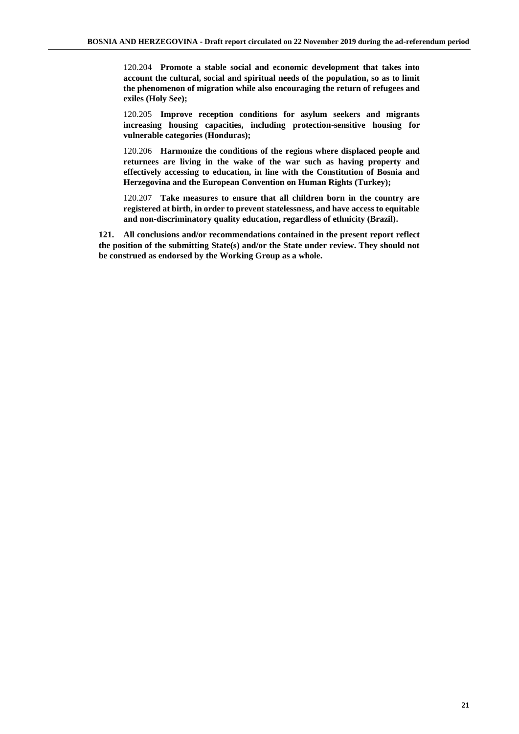120.204 **Promote a stable social and economic development that takes into account the cultural, social and spiritual needs of the population, so as to limit the phenomenon of migration while also encouraging the return of refugees and exiles (Holy See);**

120.205 **Improve reception conditions for asylum seekers and migrants increasing housing capacities, including protection-sensitive housing for vulnerable categories (Honduras);**

120.206 **Harmonize the conditions of the regions where displaced people and returnees are living in the wake of the war such as having property and effectively accessing to education, in line with the Constitution of Bosnia and Herzegovina and the European Convention on Human Rights (Turkey);**

120.207 **Take measures to ensure that all children born in the country are registered at birth, in order to prevent statelessness, and have access to equitable and non-discriminatory quality education, regardless of ethnicity (Brazil).**

**121. All conclusions and/or recommendations contained in the present report reflect the position of the submitting State(s) and/or the State under review. They should not be construed as endorsed by the Working Group as a whole.**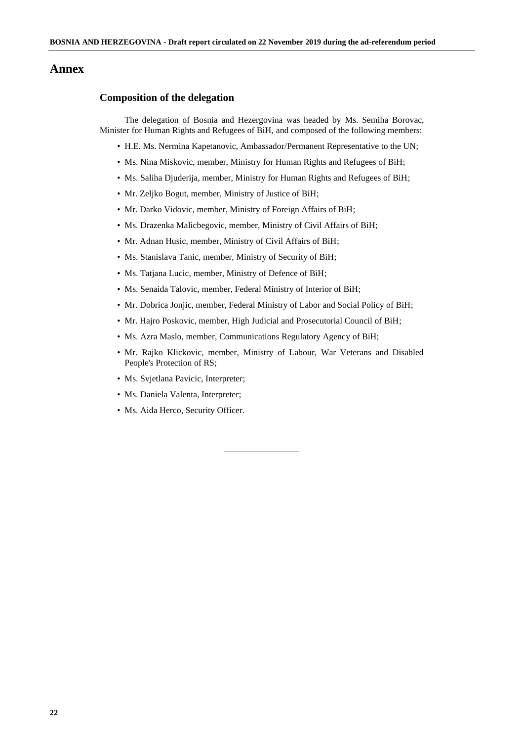# Annex

## Composition of the delegation

The delegation of Bosnia and Hezergovina was headed by Ms. Semiha Borovac, Minister for Human Rights and Refugees of BiH, and composed of the following members:

- H.E. Ms. Nermina Kapetanovic, Ambassador/Permanent Representative to the UN;
- Ms. Nina Miskovic, member, Ministry for Human Rights and Refugees of BiH;
- Ms. Saliha Djuderija, member, Ministry for Human Rights and Refugees of BiH;
- Mr. Zeljko Bogut, member, Ministry of Justice of BiH;
- Mr. Darko Vidovic, member, Ministry of Foreign Affairs of BiH;
- Ms. Drazenka Malicbegovic, member, Ministry of Civil Affairs of BiH;
- Mr. Adnan Husic, member, Ministry of Civil Affairs of BiH;
- Ms. Stanislava Tanic, member, Ministry of Security of BiH;
- Ms. Tatjana Lucic, member, Ministry of Defence of BiH;
- Ms. Senaida Talovic, member, Federal Ministry of Interior of BiH;
- Mr. Dobrica Jonjic, member, Federal Ministry of Labor and Social Policy of BiH;
- Mr. Hajro Poskovic, member, High Judicial and Prosecutorial Council of BiH;
- Ms. Azra Maslo, member, Communications Regulatory Agency of BiH;
- Mr. Rajko Klickovic, member, Ministry of Labour, War Veterans and Disabled People's Protection of RS;
- Ms. Svjetlana Pavicic, Interpreter;
- Ms. Daniela Valenta, Interpreter;
- Ms. Aida Herco, Security Officer.